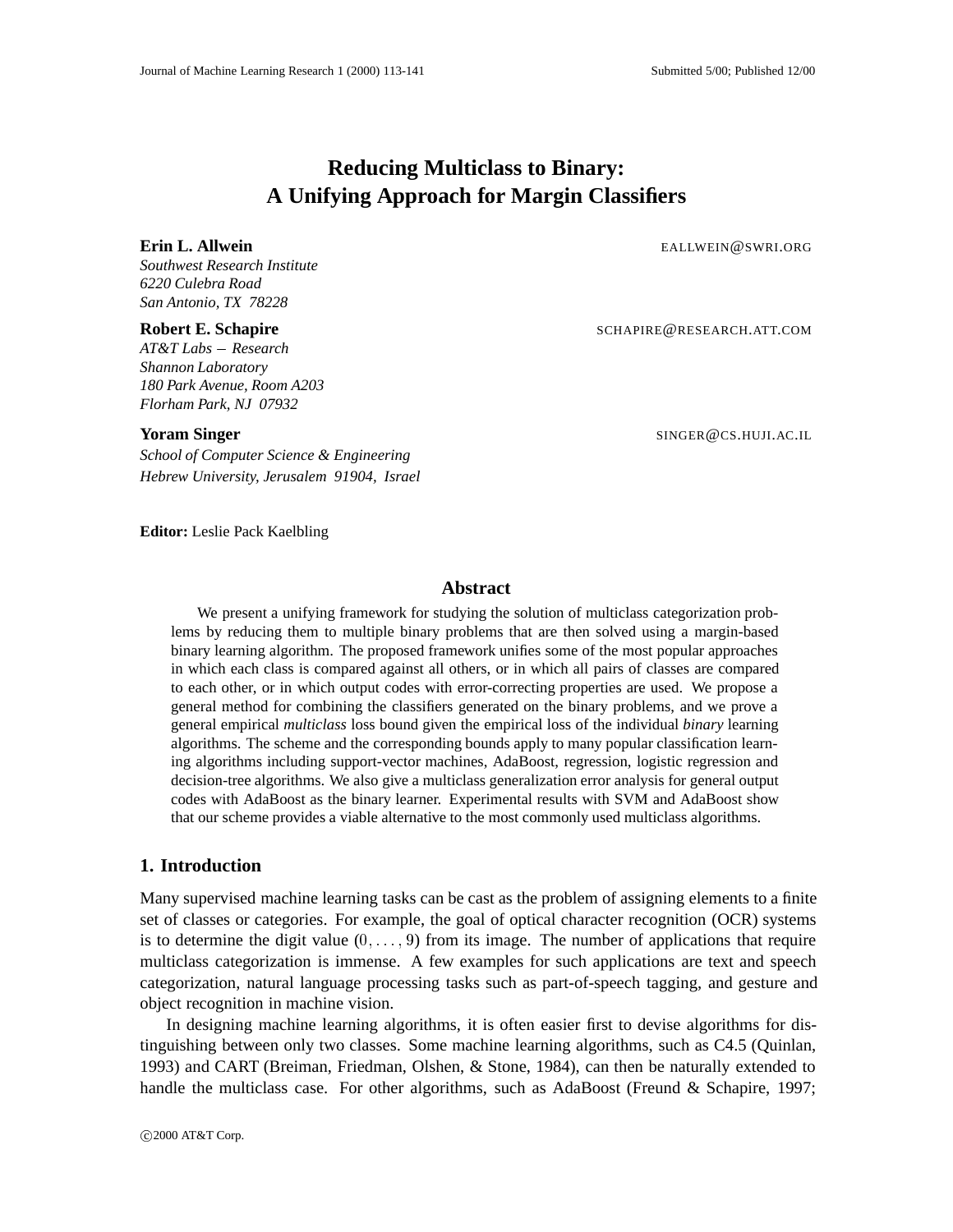# Reducing Multiclass to Binary: A Unifying Approach for Margin Classifiers

**Erin L. Allwein** EALLWEIN@SWRI.ORG
*Southwest Research Institute*
*6220 Culebra Road*
*San Antonio, TX 78228*

**Robert E. Schapire** SCHAPIRE@RESEARCH.ATT.COM
*AT&T Labs − Research*
*Shannon Laboratory*
*180 Park Avenue, Room A203*
*Florham Park, NJ 07932*

**Yoram Singer** SINGER@CS.HUJI.AC.IL
*School of Computer Science & Engineering*
*Hebrew University, Jerusalem 91904, Israel*

**Editor:** Leslie Pack Kaelbling

## Abstract

We present a unifying framework for studying the solution of multiclass categorization problems by reducing them to multiple binary problems that are then solved using a margin-based binary learning algorithm. The proposed framework unifies some of the most popular approaches in which each class is compared against all others, or in which all pairs of classes are compared to each other, or in which output codes with error-correcting properties are used. We propose a general method for combining the classifiers generated on the binary problems, and we prove a general empirical *multiclass* loss bound given the empirical loss of the individual *binary* learning algorithms. The scheme and the corresponding bounds apply to many popular classification learning algorithms including support-vector machines, AdaBoost, regression, logistic regression and decision-tree algorithms. We also give a multiclass generalization error analysis for general output codes with AdaBoost as the binary learner. Experimental results with SVM and AdaBoost show that our scheme provides a viable alternative to the most commonly used multiclass algorithms.

## 1. Introduction

Many supervised machine learning tasks can be cast as the problem of assigning elements to a finite set of classes or categories. For example, the goal of optical character recognition (OCR) systems is to determine the digit value $(0, \ldots, 9)$ from its image. The number of applications that require multiclass categorization is immense. A few examples for such applications are text and speech categorization, natural language processing tasks such as part-of-speech tagging, and gesture and object recognition in machine vision.

In designing machine learning algorithms, it is often easier first to devise algorithms for distinguishing between only two classes. Some machine learning algorithms, such as C4.5 (Quinlan, 1993) and CART (Breiman, Friedman, Olshen, & Stone, 1984), can then be naturally extended to handle the multiclass case. For other algorithms, such as AdaBoost (Freund & Schapire, 1997;

©2000 AT&T Corp.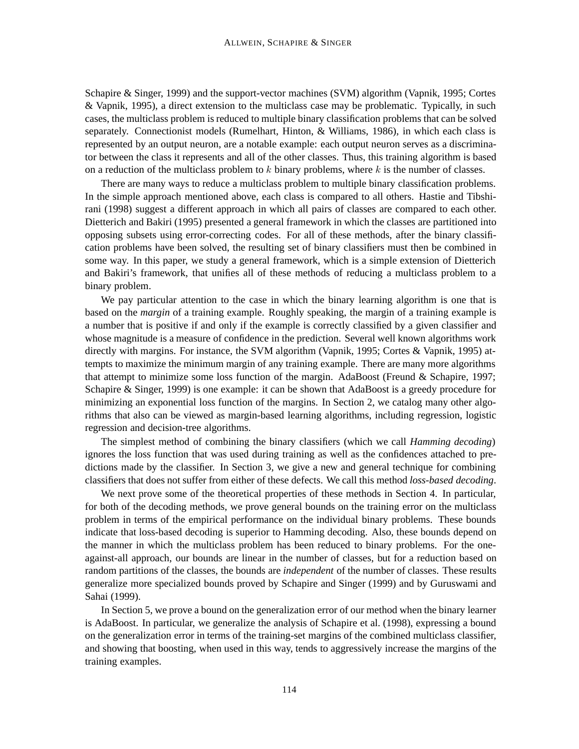Schapire & Singer, 1999) and the support-vector machines (SVM) algorithm (Vapnik, 1995; Cortes & Vapnik, 1995), a direct extension to the multiclass case may be problematic. Typically, in such cases, the multiclass problem is reduced to multiple binary classification problems that can be solved separately. Connectionist models (Rumelhart, Hinton, & Williams, 1986), in which each class is represented by an output neuron, are a notable example: each output neuron serves as a discriminator between the class it represents and all of the other classes. Thus, this training algorithm is based on a reduction of the multiclass problem to $k$ binary problems, where $k$ is the number of classes.

There are many ways to reduce a multiclass problem to multiple binary classification problems. In the simple approach mentioned above, each class is compared to all others. Hastie and Tibshirani (1998) suggest a different approach in which all pairs of classes are compared to each other. Dietterich and Bakiri (1995) presented a general framework in which the classes are partitioned into opposing subsets using error-correcting codes. For all of these methods, after the binary classification problems have been solved, the resulting set of binary classifiers must then be combined in some way. In this paper, we study a general framework, which is a simple extension of Dietterich and Bakiri's framework, that unifies all of these methods of reducing a multiclass problem to a binary problem.

We pay particular attention to the case in which the binary learning algorithm is one that is based on the *margin* of a training example. Roughly speaking, the margin of a training example is a number that is positive if and only if the example is correctly classified by a given classifier and whose magnitude is a measure of confidence in the prediction. Several well known algorithms work directly with margins. For instance, the SVM algorithm (Vapnik, 1995; Cortes & Vapnik, 1995) attempts to maximize the minimum margin of any training example. There are many more algorithms that attempt to minimize some loss function of the margin. AdaBoost (Freund & Schapire, 1997; Schapire & Singer, 1999) is one example: it can be shown that AdaBoost is a greedy procedure for minimizing an exponential loss function of the margins. In Section 2, we catalog many other algorithms that also can be viewed as margin-based learning algorithms, including regression, logistic regression and decision-tree algorithms.

The simplest method of combining the binary classifiers (which we call *Hamming decoding*) ignores the loss function that was used during training as well as the confidences attached to predictions made by the classifier. In Section 3, we give a new and general technique for combining classifiers that does not suffer from either of these defects. We call this method *loss-based decoding*.

We next prove some of the theoretical properties of these methods in Section 4. In particular, for both of the decoding methods, we prove general bounds on the training error on the multiclass problem in terms of the empirical performance on the individual binary problems. These bounds indicate that loss-based decoding is superior to Hamming decoding. Also, these bounds depend on the manner in which the multiclass problem has been reduced to binary problems. For the one-against-all approach, our bounds are linear in the number of classes, but for a reduction based on random partitions of the classes, the bounds are *independent* of the number of classes. These results generalize more specialized bounds proved by Schapire and Singer (1999) and by Guruswami and Sahai (1999).

In Section 5, we prove a bound on the generalization error of our method when the binary learner is AdaBoost. In particular, we generalize the analysis of Schapire et al. (1998), expressing a bound on the generalization error in terms of the training-set margins of the combined multiclass classifier, and showing that boosting, when used in this way, tends to aggressively increase the margins of the training examples.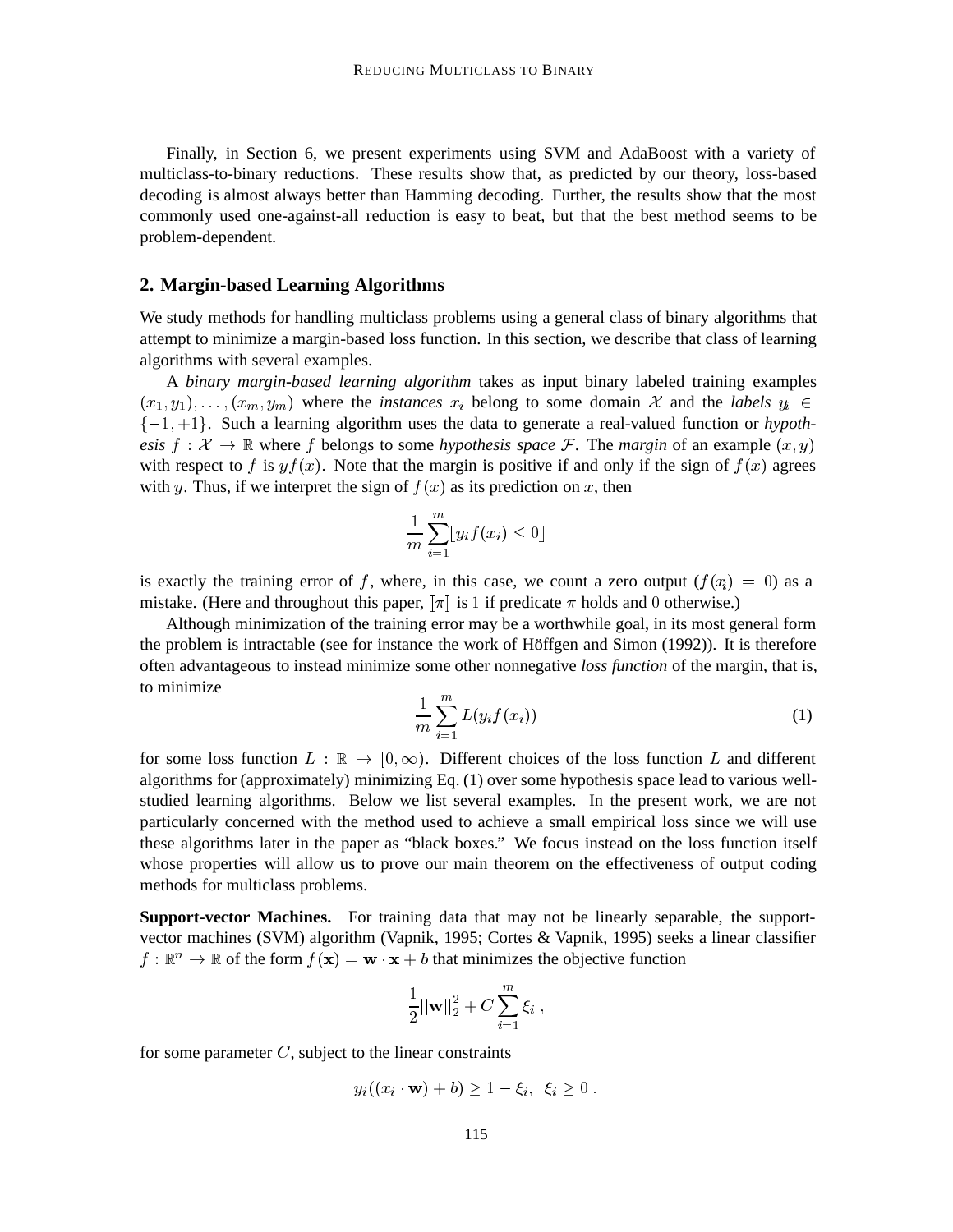Finally, in Section 6, we present experiments using SVM and AdaBoost with a variety of multiclass-to-binary reductions. These results show that, as predicted by our theory, loss-based decoding is almost always better than Hamming decoding. Further, the results show that the most commonly used one-against-all reduction is easy to beat, but that the best method seems to be problem-dependent.

## 2. Margin-based Learning Algorithms

We study methods for handling multiclass problems using a general class of binary algorithms that attempt to minimize a margin-based loss function. In this section, we describe that class of learning algorithms with several examples.

A *binary margin-based learning algorithm* takes as input binary labeled training examples $(x_1, y_1), \ldots, (x_m, y_m)$ where the *instances* $x_i$ belong to some domain $\mathcal{X}$ and the *labels* $y_i \in \{-1, +1\}$. Such a learning algorithm uses the data to generate a real-valued function or *hypothesis* $f : \mathcal{X} \to \mathbb{R}$ where $f$ belongs to some *hypothesis space* $\mathcal{F}$. The *margin* of an example $(x, y)$ with respect to $f$ is $yf(x)$. Note that the margin is positive if and only if the sign of $f(x)$ agrees with $y$. Thus, if we interpret the sign of $f(x)$ as its prediction on $x$, then

$$\frac{1}{m}\sum_{i=1}^{m}[\![y_i f(x_i) \le 0]\!]$$

is exactly the training error of $f$, where, in this case, we count a zero output ($f(x_i) = 0$) as a mistake. (Here and throughout this paper, $[\![\pi]\!]$ is 1 if predicate $\pi$ holds and 0 otherwise.)

Although minimization of the training error may be a worthwhile goal, in its most general form the problem is intractable (see for instance the work of Höffgen and Simon (1992)). It is therefore often advantageous to instead minimize some other nonnegative *loss function* of the margin, that is, to minimize

$$\frac{1}{m}\sum_{i=1}^{m} L(y_i f(x_i)) \tag{1}$$

for some loss function $L : \mathbb{R} \to [0, \infty)$. Different choices of the loss function $L$ and different algorithms for (approximately) minimizing Eq. (1) over some hypothesis space lead to various well-studied learning algorithms. Below we list several examples. In the present work, we are not particularly concerned with the method used to achieve a small empirical loss since we will use these algorithms later in the paper as "black boxes." We focus instead on the loss function itself whose properties will allow us to prove our main theorem on the effectiveness of output coding methods for multiclass problems.

**Support-vector Machines.** For training data that may not be linearly separable, the support-vector machines (SVM) algorithm (Vapnik, 1995; Cortes & Vapnik, 1995) seeks a linear classifier $f : \mathbb{R}^n \to \mathbb{R}$ of the form $f(\mathbf{x}) = \mathbf{w} \cdot \mathbf{x} + b$ that minimizes the objective function

$$\frac{1}{2}||\mathbf{w}||_2^2 + C\sum_{i=1}^{m}\xi_i \ ,$$

for some parameter $C$, subject to the linear constraints

$$y_i((x_i \cdot \mathbf{w}) + b) \ge 1 - \xi_i, \ \ \xi_i \ge 0 \ .$$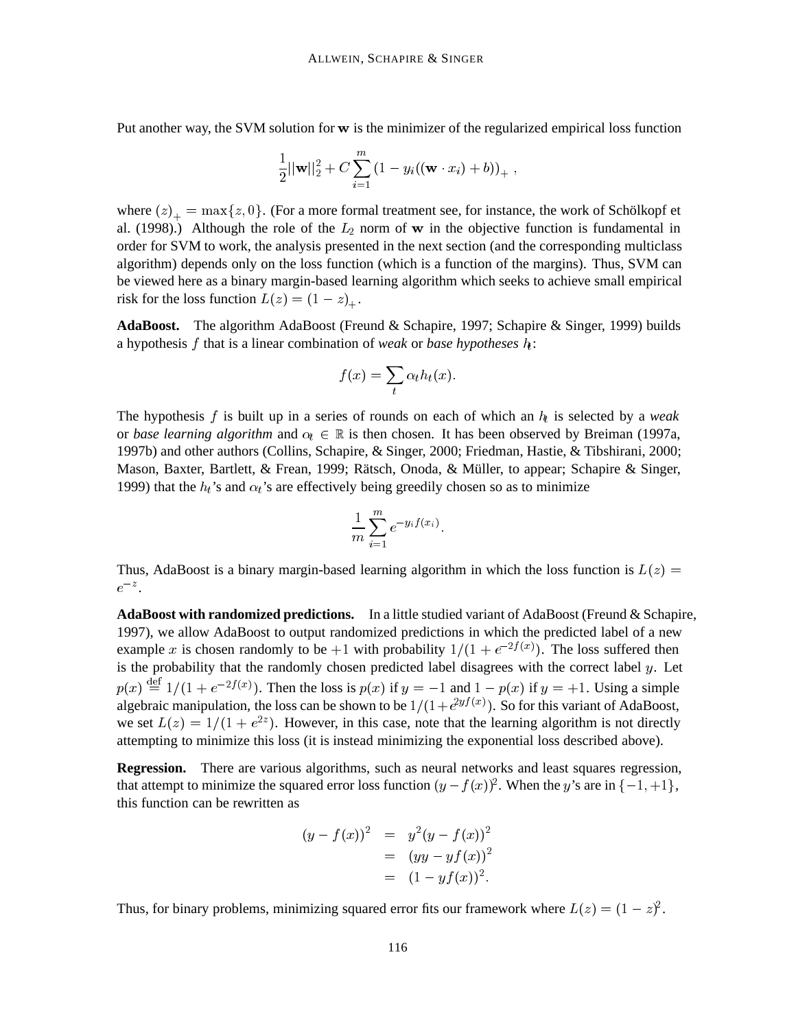Put another way, the SVM solution for $\mathbf{w}$ is the minimizer of the regularized empirical loss function

$$\frac{1}{2}||\mathbf{w}||_2^2 + C \sum_{i=1}^{m} (1 - y_i((\mathbf{w} \cdot x_i) + b))_+ ,$$

where $(z)_+ = \max\{z, 0\}$. (For a more formal treatment see, for instance, the work of Schölkopf et al. (1998).) Although the role of the $L_2$ norm of $\mathbf{w}$ in the objective function is fundamental in order for SVM to work, the analysis presented in the next section (and the corresponding multiclass algorithm) depends only on the loss function (which is a function of the margins). Thus, SVM can be viewed here as a binary margin-based learning algorithm which seeks to achieve small empirical risk for the loss function $L(z) = (1 - z)_+$.

**AdaBoost.** The algorithm AdaBoost (Freund & Schapire, 1997; Schapire & Singer, 1999) builds a hypothesis $f$ that is a linear combination of *weak* or *base hypotheses* $h_t$:

$$f(x) = \sum_t \alpha_t h_t(x).$$

The hypothesis $f$ is built up in a series of rounds on each of which an $h_t$ is selected by a *weak* or *base learning algorithm* and $\alpha_t \in \mathbb{R}$ is then chosen. It has been observed by Breiman (1997a, 1997b) and other authors (Collins, Schapire, & Singer, 2000; Friedman, Hastie, & Tibshirani, 2000; Mason, Baxter, Bartlett, & Frean, 1999; Rätsch, Onoda, & Müller, to appear; Schapire & Singer, 1999) that the $h_t$'s and $\alpha_t$'s are effectively being greedily chosen so as to minimize

$$\frac{1}{m} \sum_{i=1}^{m} e^{-y_i f(x_i)}.$$

Thus, AdaBoost is a binary margin-based learning algorithm in which the loss function is $L(z) = e^{-z}$.

**AdaBoost with randomized predictions.** In a little studied variant of AdaBoost (Freund & Schapire, 1997), we allow AdaBoost to output randomized predictions in which the predicted label of a new example $x$ is chosen randomly to be $+1$ with probability $1/(1 + e^{-2f(x)})$. The loss suffered then is the probability that the randomly chosen predicted label disagrees with the correct label $y$. Let $p(x) \stackrel{\text{def}}{=} 1/(1 + e^{-2f(x)})$. Then the loss is $p(x)$ if $y = -1$ and $1 - p(x)$ if $y = +1$. Using a simple algebraic manipulation, the loss can be shown to be $1/(1+e^{2yf(x)})$. So for this variant of AdaBoost, we set $L(z) = 1/(1 + e^{2z})$. However, in this case, note that the learning algorithm is not directly attempting to minimize this loss (it is instead minimizing the exponential loss described above).

**Regression.** There are various algorithms, such as neural networks and least squares regression, that attempt to minimize the squared error loss function $(y - f(x))^2$. When the $y$'s are in $\{-1, +1\}$, this function can be rewritten as

$$\begin{aligned}
(y - f(x))^2 &= y^2(y - f(x))^2 \\
&= (yy - yf(x))^2 \\
&= (1 - yf(x))^2.
\end{aligned}$$

Thus, for binary problems, minimizing squared error fits our framework where $L(z) = (1 - z)^2$.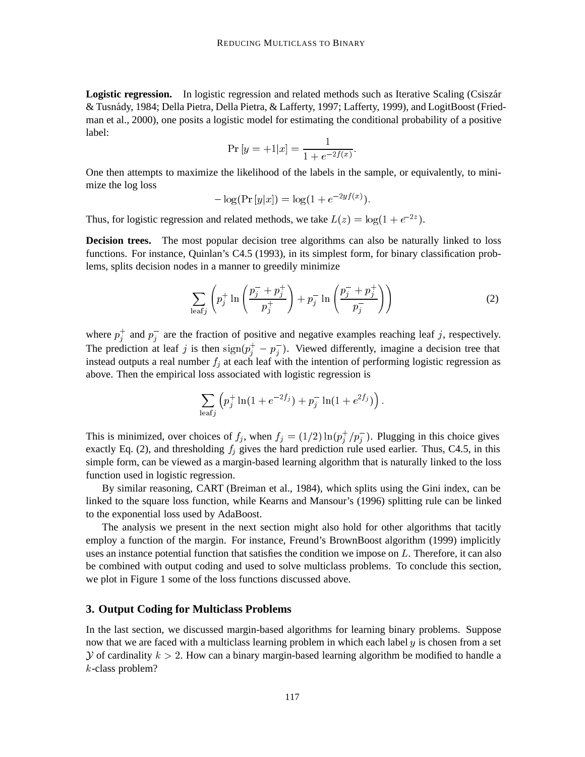**Logistic regression.** In logistic regression and related methods such as Iterative Scaling (Csiszár & Tusnády, 1984; Della Pietra, Della Pietra, & Lafferty, 1997; Lafferty, 1999), and LogitBoost (Friedman et al., 2000), one posits a logistic model for estimating the conditional probability of a positive label:

$$\Pr[y = +1|x] = \frac{1}{1 + e^{-2f(x)}}.$$

One then attempts to maximize the likelihood of the labels in the sample, or equivalently, to minimize the log loss

$$-\log(\Pr[y|x]) = \log(1 + e^{-2yf(x)}).$$

Thus, for logistic regression and related methods, we take $L(z) = \log(1 + e^{-2z})$.

**Decision trees.** The most popular decision tree algorithms can also be naturally linked to loss functions. For instance, Quinlan's C4.5 (1993), in its simplest form, for binary classification problems, splits decision nodes in a manner to greedily minimize

$$\sum_{\text{leaf}j} \left( p_j^+ \ln\left(\frac{p_j^- + p_j^+}{p_j^+}\right) + p_j^- \ln\left(\frac{p_j^- + p_j^+}{p_j^-}\right) \right) \tag{2}$$

where $p_j^+$ and $p_j^-$ are the fraction of positive and negative examples reaching leaf $j$, respectively. The prediction at leaf $j$ is then $\text{sign}(p_j^+ - p_j^-)$. Viewed differently, imagine a decision tree that instead outputs a real number $f_j$ at each leaf with the intention of performing logistic regression as above. Then the empirical loss associated with logistic regression is

$$\sum_{\text{leaf}j} \left( p_j^+ \ln(1 + e^{-2f_j}) + p_j^- \ln(1 + e^{2f_j}) \right).$$

This is minimized, over choices of $f_j$, when $f_j = (1/2)\ln(p_j^+/p_j^-)$. Plugging in this choice gives exactly Eq. (2), and thresholding $f_j$ gives the hard prediction rule used earlier. Thus, C4.5, in this simple form, can be viewed as a margin-based learning algorithm that is naturally linked to the loss function used in logistic regression.

By similar reasoning, CART (Breiman et al., 1984), which splits using the Gini index, can be linked to the square loss function, while Kearns and Mansour's (1996) splitting rule can be linked to the exponential loss used by AdaBoost.

The analysis we present in the next section might also hold for other algorithms that tacitly employ a function of the margin. For instance, Freund's BrownBoost algorithm (1999) implicitly uses an instance potential function that satisfies the condition we impose on $L$. Therefore, it can also be combined with output coding and used to solve multiclass problems. To conclude this section, we plot in Figure 1 some of the loss functions discussed above.

## 3. Output Coding for Multiclass Problems

In the last section, we discussed margin-based algorithms for learning binary problems. Suppose now that we are faced with a multiclass learning problem in which each label $y$ is chosen from a set $\mathcal{Y}$ of cardinality $k > 2$. How can a binary margin-based learning algorithm be modified to handle a $k$-class problem?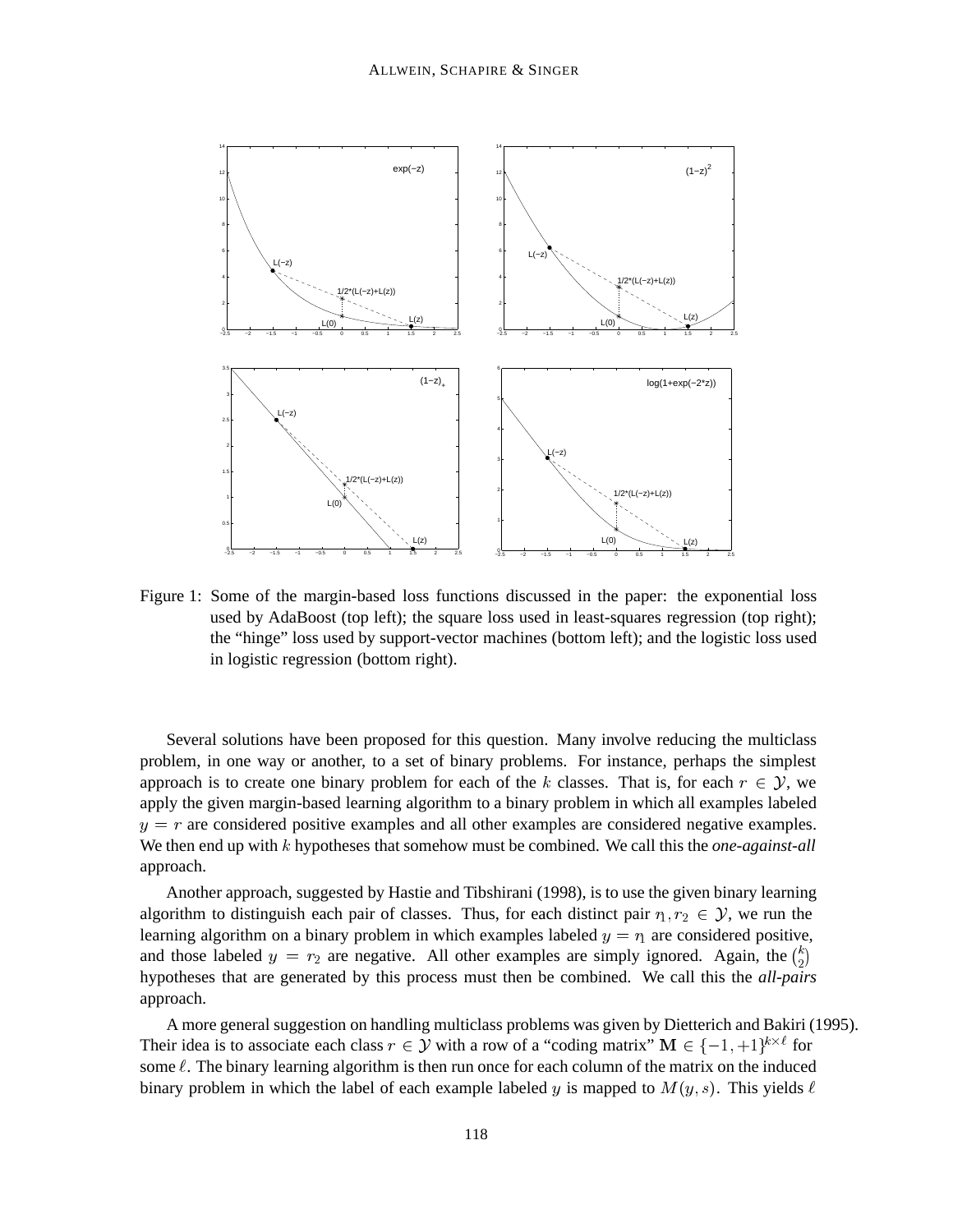Figure 1: Some of the margin-based loss functions discussed in the paper: the exponential loss used by AdaBoost (top left); the square loss used in least-squares regression (top right); the "hinge" loss used by support-vector machines (bottom left); and the logistic loss used in logistic regression (bottom right).

Several solutions have been proposed for this question. Many involve reducing the multiclass problem, in one way or another, to a set of binary problems. For instance, perhaps the simplest approach is to create one binary problem for each of the $k$ classes. That is, for each $r \in \mathcal{Y}$, we apply the given margin-based learning algorithm to a binary problem in which all examples labeled $y = r$ are considered positive examples and all other examples are considered negative examples. We then end up with $k$ hypotheses that somehow must be combined. We call this the ***one-against-all*** approach.

Another approach, suggested by Hastie and Tibshirani (1998), is to use the given binary learning algorithm to distinguish each pair of classes. Thus, for each distinct pair $r_1, r_2 \in \mathcal{Y}$, we run the learning algorithm on a binary problem in which examples labeled $y = r_1$ are considered positive, and those labeled $y = r_2$ are negative. All other examples are simply ignored. Again, the $\binom{k}{2}$ hypotheses that are generated by this process must then be combined. We call this the ***all-pairs*** approach.

A more general suggestion on handling multiclass problems was given by Dietterich and Bakiri (1995). Their idea is to associate each class $r \in \mathcal{Y}$ with a row of a "coding matrix" $\mathbf{M} \in \{-1, +1\}^{k \times \ell}$ for some $\ell$. The binary learning algorithm is then run once for each column of the matrix on the induced binary problem in which the label of each example labeled $y$ is mapped to $M(y, s)$. This yields $\ell$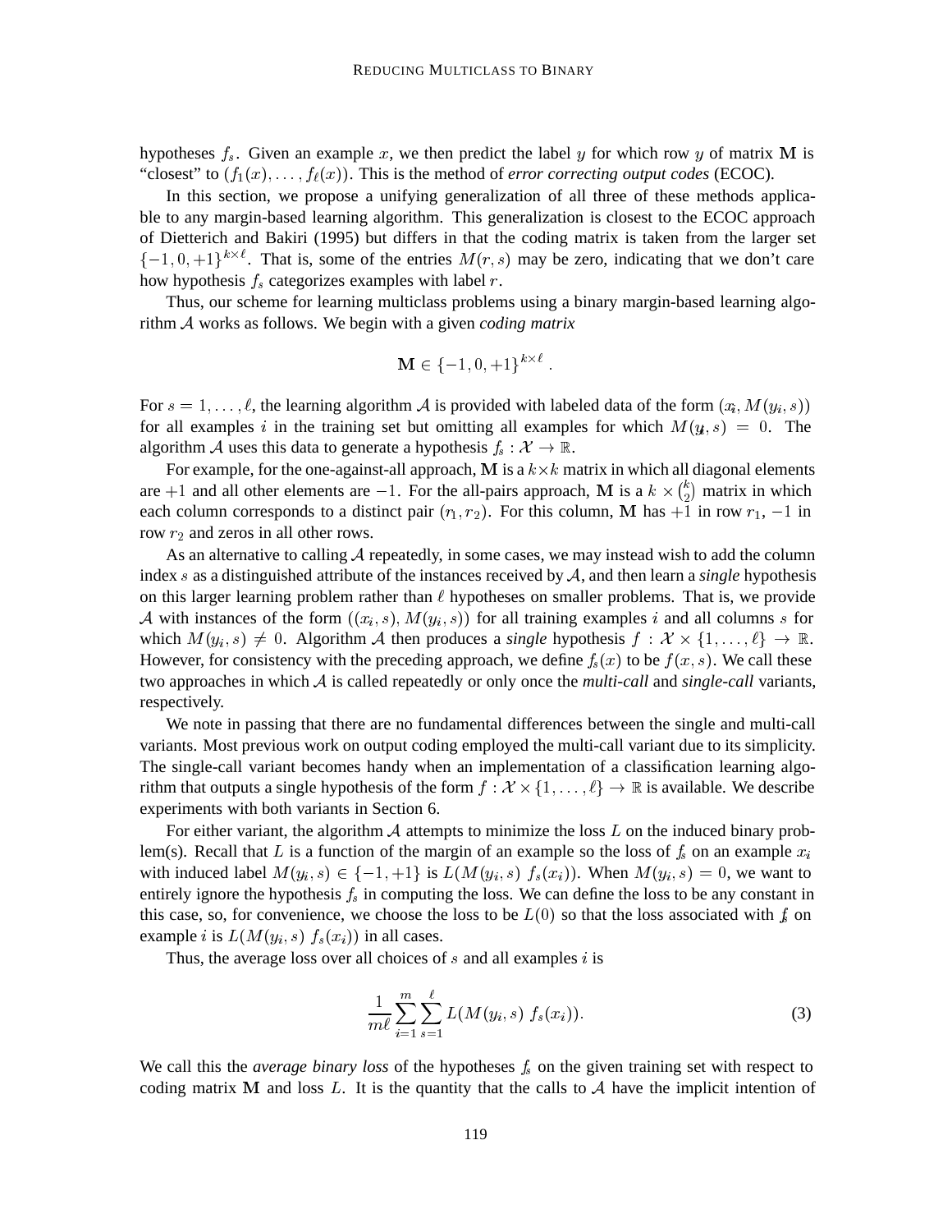hypotheses $f_s$. Given an example $x$, we then predict the label $y$ for which row $y$ of matrix $\mathbf{M}$ is "closest" to $(f_1(x), \ldots, f_\ell(x))$. This is the method of *error correcting output codes* (ECOC).

In this section, we propose a unifying generalization of all three of these methods applicable to any margin-based learning algorithm. This generalization is closest to the ECOC approach of Dietterich and Bakiri (1995) but differs in that the coding matrix is taken from the larger set $\{-1, 0, +1\}^{k \times \ell}$. That is, some of the entries $M(r, s)$ may be zero, indicating that we don't care how hypothesis $f_s$ categorizes examples with label $r$.

Thus, our scheme for learning multiclass problems using a binary margin-based learning algorithm $\mathcal{A}$ works as follows. We begin with a given *coding matrix*

$$\mathbf{M} \in \{-1, 0, +1\}^{k \times \ell} .$$

For $s = 1, \ldots, \ell$, the learning algorithm $\mathcal{A}$ is provided with labeled data of the form $(x_i, M(y_i, s))$ for all examples $i$ in the training set but omitting all examples for which $M(y_i, s) = 0$. The algorithm $\mathcal{A}$ uses this data to generate a hypothesis $f_s : \mathcal{X} \to \mathbb{R}$.

For example, for the one-against-all approach, $\mathbf{M}$ is a $k \times k$ matrix in which all diagonal elements are $+1$ and all other elements are $-1$. For the all-pairs approach, $\mathbf{M}$ is a $k \times \binom{k}{2}$ matrix in which each column corresponds to a distinct pair $(r_1, r_2)$. For this column, $\mathbf{M}$ has $+1$ in row $r_1$, $-1$ in row $r_2$ and zeros in all other rows.

As an alternative to calling $\mathcal{A}$ repeatedly, in some cases, we may instead wish to add the column index $s$ as a distinguished attribute of the instances received by $\mathcal{A}$, and then learn a *single* hypothesis on this larger learning problem rather than $\ell$ hypotheses on smaller problems. That is, we provide $\mathcal{A}$ with instances of the form $((x_i, s), M(y_i, s))$ for all training examples $i$ and all columns $s$ for which $M(y_i, s) \neq 0$. Algorithm $\mathcal{A}$ then produces a *single* hypothesis $f : \mathcal{X} \times \{1, \ldots, \ell\} \to \mathbb{R}$. However, for consistency with the preceding approach, we define $f_s(x)$ to be $f(x, s)$. We call these two approaches in which $\mathcal{A}$ is called repeatedly or only once the *multi-call* and *single-call* variants, respectively.

We note in passing that there are no fundamental differences between the single and multi-call variants. Most previous work on output coding employed the multi-call variant due to its simplicity. The single-call variant becomes handy when an implementation of a classification learning algorithm that outputs a single hypothesis of the form $f : \mathcal{X} \times \{1, \ldots, \ell\} \to \mathbb{R}$ is available. We describe experiments with both variants in Section 6.

For either variant, the algorithm $\mathcal{A}$ attempts to minimize the loss $L$ on the induced binary problem(s). Recall that $L$ is a function of the margin of an example so the loss of $f_s$ on an example $x_i$ with induced label $M(y_i, s) \in \{-1, +1\}$ is $L(M(y_i, s)\ f_s(x_i))$. When $M(y_i, s) = 0$, we want to entirely ignore the hypothesis $f_s$ in computing the loss. We can define the loss to be any constant in this case, so, for convenience, we choose the loss to be $L(0)$ so that the loss associated with $f_s$ on example $i$ is $L(M(y_i, s)\ f_s(x_i))$ in all cases.

Thus, the average loss over all choices of $s$ and all examples $i$ is

$$\frac{1}{m\ell} \sum_{i=1}^{m} \sum_{s=1}^{\ell} L(M(y_i, s)\ f_s(x_i)). \tag{3}$$

We call this the *average binary loss* of the hypotheses $f_s$ on the given training set with respect to coding matrix $\mathbf{M}$ and loss $L$. It is the quantity that the calls to $\mathcal{A}$ have the implicit intention of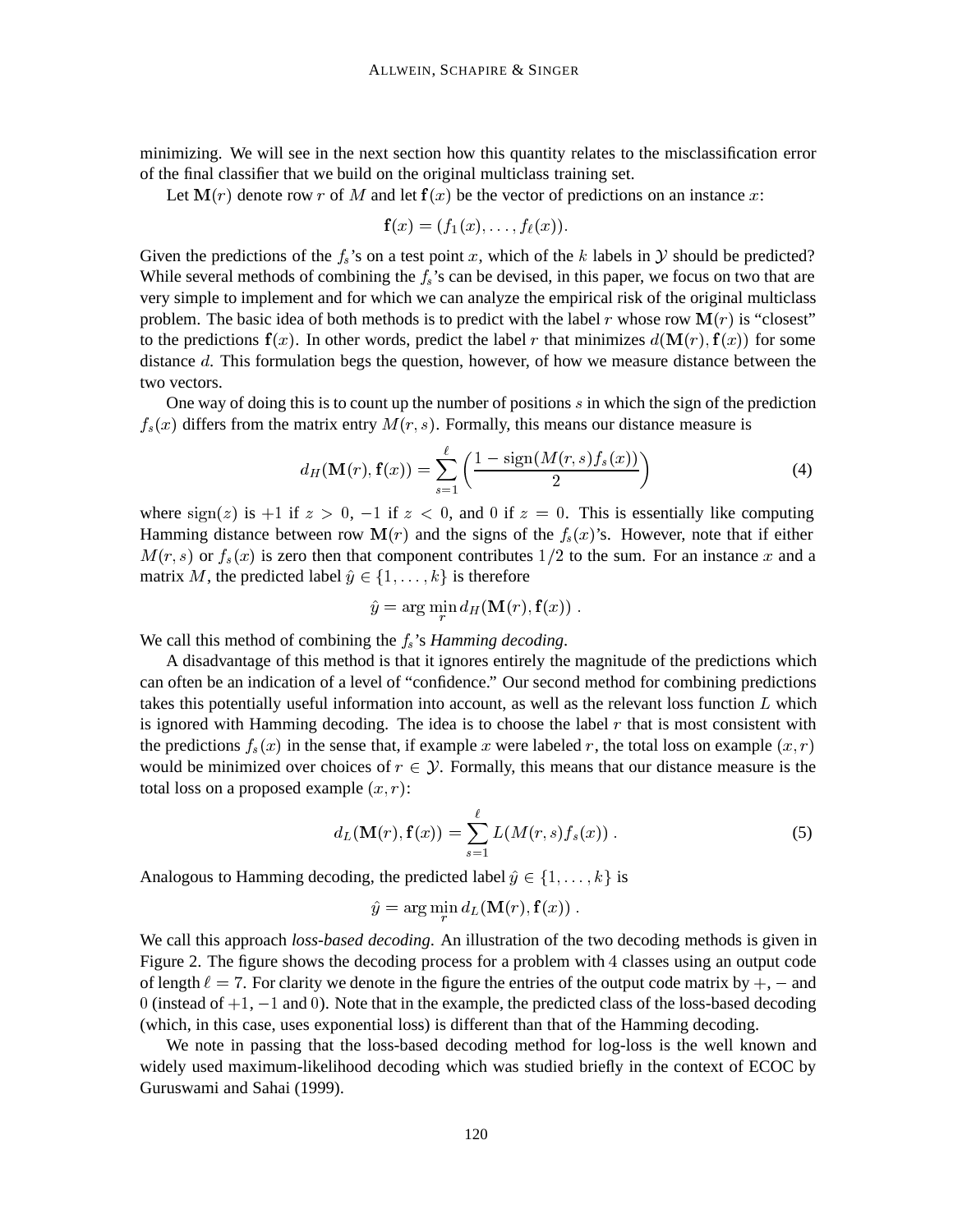minimizing. We will see in the next section how this quantity relates to the misclassification error of the final classifier that we build on the original multiclass training set.

Let $\mathbf{M}(r)$ denote row $r$ of $M$ and let $\mathbf{f}(x)$ be the vector of predictions on an instance $x$:

$$\mathbf{f}(x) = (f_1(x), \ldots, f_\ell(x)).$$

Given the predictions of the $f_s$'s on a test point $x$, which of the $k$ labels in $\mathcal{Y}$ should be predicted? While several methods of combining the $f_s$'s can be devised, in this paper, we focus on two that are very simple to implement and for which we can analyze the empirical risk of the original multiclass problem. The basic idea of both methods is to predict with the label $r$ whose row $\mathbf{M}(r)$ is "closest" to the predictions $\mathbf{f}(x)$. In other words, predict the label $r$ that minimizes $d(\mathbf{M}(r), \mathbf{f}(x))$ for some distance $d$. This formulation begs the question, however, of how we measure distance between the two vectors.

One way of doing this is to count up the number of positions $s$ in which the sign of the prediction $f_s(x)$ differs from the matrix entry $M(r, s)$. Formally, this means our distance measure is

$$d_H(\mathbf{M}(r), \mathbf{f}(x)) = \sum_{s=1}^{\ell} \left( \frac{1 - \text{sign}(M(r, s) f_s(x))}{2} \right) \tag{4}$$

where $\text{sign}(z)$ is $+1$ if $z > 0$, $-1$ if $z < 0$, and $0$ if $z = 0$. This is essentially like computing Hamming distance between row $\mathbf{M}(r)$ and the signs of the $f_s(x)$'s. However, note that if either $M(r, s)$ or $f_s(x)$ is zero then that component contributes $1/2$ to the sum. For an instance $x$ and a matrix $M$, the predicted label $\hat{y} \in \{1, \ldots, k\}$ is therefore

$$\hat{y} = \arg\min_r d_H(\mathbf{M}(r), \mathbf{f}(x)) \ .$$

We call this method of combining the $f_s$'s *Hamming decoding*.

A disadvantage of this method is that it ignores entirely the magnitude of the predictions which can often be an indication of a level of "confidence." Our second method for combining predictions takes this potentially useful information into account, as well as the relevant loss function $L$ which is ignored with Hamming decoding. The idea is to choose the label $r$ that is most consistent with the predictions $f_s(x)$ in the sense that, if example $x$ were labeled $r$, the total loss on example $(x, r)$ would be minimized over choices of $r \in \mathcal{Y}$. Formally, this means that our distance measure is the total loss on a proposed example $(x, r)$:

$$d_L(\mathbf{M}(r), \mathbf{f}(x)) = \sum_{s=1}^{\ell} L(M(r, s) f_s(x)) \ . \tag{5}$$

Analogous to Hamming decoding, the predicted label $\hat{y} \in \{1, \ldots, k\}$ is

$$\hat{y} = \arg\min_r d_L(\mathbf{M}(r), \mathbf{f}(x)) \ .$$

We call this approach *loss-based decoding*. An illustration of the two decoding methods is given in Figure 2. The figure shows the decoding process for a problem with $4$ classes using an output code of length $\ell = 7$. For clarity we denote in the figure the entries of the output code matrix by $+$, $-$ and $0$ (instead of $+1$, $-1$ and $0$). Note that in the example, the predicted class of the loss-based decoding (which, in this case, uses exponential loss) is different than that of the Hamming decoding.

We note in passing that the loss-based decoding method for log-loss is the well known and widely used maximum-likelihood decoding which was studied briefly in the context of ECOC by Guruswami and Sahai (1999).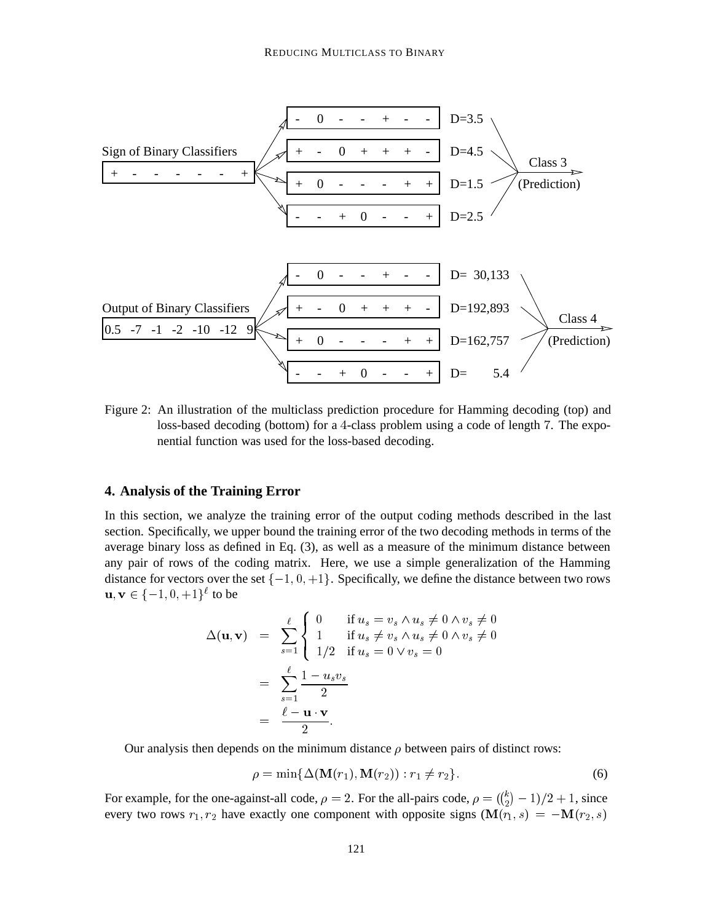Sign of Binary Classifiers

| + | - | - | - | - | - | + |
|---|---|---|---|---|---|---|

| Code | | | | | | | Distance |
|---|---|---|---|---|---|---|---|
| - | 0 | - | - | + | - | - | D=3.5 |
| + | - | 0 | + | + | + | - | D=4.5 |
| + | 0 | - | - | - | + | + | D=1.5 |
| - | - | + | 0 | - | - | + | D=2.5 |

Class 3 (Prediction)

Output of Binary Classifiers

| 0.5 | -7 | -1 | -2 | -10 | -12 | 9 |
|---|---|---|---|---|---|---|

| Code | | | | | | | Distance |
|---|---|---|---|---|---|---|---|
| - | 0 | - | - | + | - | - | D= 30,133 |
| + | - | 0 | + | + | + | - | D=192,893 |
| + | 0 | - | - | - | + | + | D=162,757 |
| - | - | + | 0 | - | - | + | D= 5.4 |

Class 4 (Prediction)

Figure 2: An illustration of the multiclass prediction procedure for Hamming decoding (top) and loss-based decoding (bottom) for a 4-class problem using a code of length 7. The exponential function was used for the loss-based decoding.

## 4. Analysis of the Training Error

In this section, we analyze the training error of the output coding methods described in the last section. Specifically, we upper bound the training error of the two decoding methods in terms of the average binary loss as defined in Eq. (3), as well as a measure of the minimum distance between any pair of rows of the coding matrix. Here, we use a simple generalization of the Hamming distance for vectors over the set $\{-1, 0, +1\}$. Specifically, we define the distance between two rows $\mathbf{u}, \mathbf{v} \in \{-1, 0, +1\}^\ell$ to be

$$
\begin{aligned}
\Delta(\mathbf{u}, \mathbf{v}) &= \sum_{s=1}^{\ell} \begin{cases} 0 & \text{if } u_s = v_s \wedge u_s \neq 0 \wedge v_s \neq 0 \\ 1 & \text{if } u_s \neq v_s \wedge u_s \neq 0 \wedge v_s \neq 0 \\ 1/2 & \text{if } u_s = 0 \vee v_s = 0 \end{cases} \\
&= \sum_{s=1}^{\ell} \frac{1 - u_s v_s}{2} \\
&= \frac{\ell - \mathbf{u} \cdot \mathbf{v}}{2}.
\end{aligned}
$$

Our analysis then depends on the minimum distance $\rho$ between pairs of distinct rows:

$$
\rho = \min\{\Delta(\mathbf{M}(r_1), \mathbf{M}(r_2)) : r_1 \neq r_2\}. \tag{6}
$$

For example, for the one-against-all code, $\rho = 2$. For the all-pairs code, $\rho = (\binom{k}{2} - 1)/2 + 1$, since every two rows $r_1, r_2$ have exactly one component with opposite signs ($\mathbf{M}(r_1, s) = -\mathbf{M}(r_2, s)$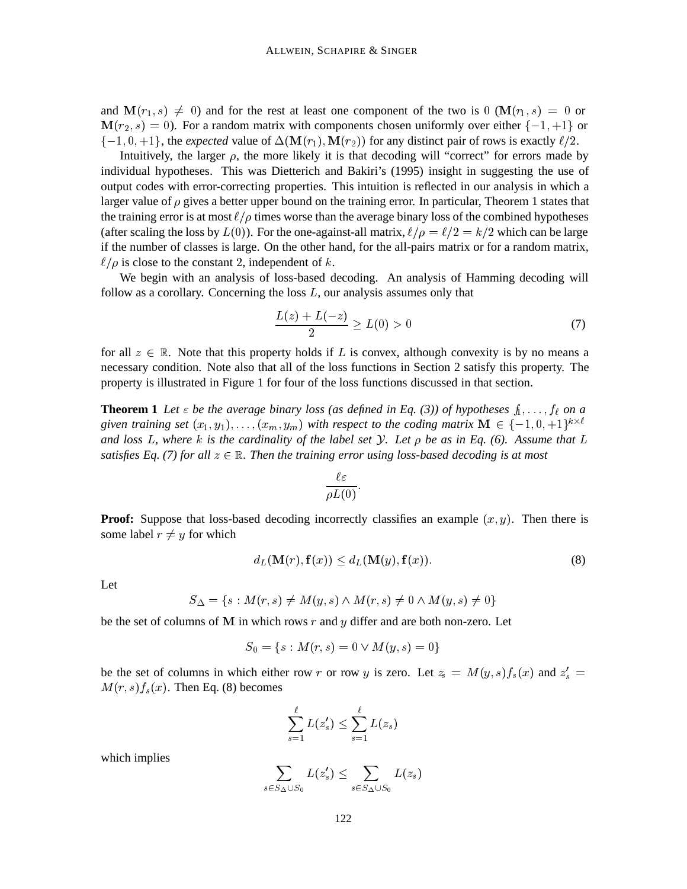and $\mathbf{M}(r_1, s) \neq 0$) and for the rest at least one component of the two is 0 ($\mathbf{M}(r_1, s) = 0$ or $\mathbf{M}(r_2, s) = 0$). For a random matrix with components chosen uniformly over either $\{-1, +1\}$ or $\{-1, 0, +1\}$, the *expected* value of $\Delta(\mathbf{M}(r_1), \mathbf{M}(r_2))$ for any distinct pair of rows is exactly $\ell/2$.

Intuitively, the larger $\rho$, the more likely it is that decoding will "correct" for errors made by individual hypotheses. This was Dietterich and Bakiri's (1995) insight in suggesting the use of output codes with error-correcting properties. This intuition is reflected in our analysis in which a larger value of $\rho$ gives a better upper bound on the training error. In particular, Theorem 1 states that the training error is at most $\ell/\rho$ times worse than the average binary loss of the combined hypotheses (after scaling the loss by $L(0)$). For the one-against-all matrix, $\ell/\rho = \ell/2 = k/2$ which can be large if the number of classes is large. On the other hand, for the all-pairs matrix or for a random matrix, $\ell/\rho$ is close to the constant 2, independent of $k$.

We begin with an analysis of loss-based decoding. An analysis of Hamming decoding will follow as a corollary. Concerning the loss $L$, our analysis assumes only that

$$\frac{L(z) + L(-z)}{2} \geq L(0) > 0 \tag{7}$$

for all $z \in \mathbb{R}$. Note that this property holds if $L$ is convex, although convexity is by no means a necessary condition. Note also that all of the loss functions in Section 2 satisfy this property. The property is illustrated in Figure 1 for four of the loss functions discussed in that section.

**Theorem 1** *Let $\varepsilon$ be the average binary loss (as defined in Eq. (3)) of hypotheses $f_1, \ldots, f_\ell$ on a given training set $(x_1, y_1), \ldots, (x_m, y_m)$ with respect to the coding matrix $\mathbf{M} \in \{-1, 0, +1\}^{k \times \ell}$ and loss $L$, where $k$ is the cardinality of the label set $\mathcal{Y}$. Let $\rho$ be as in Eq. (6). Assume that $L$ satisfies Eq. (7) for all $z \in \mathbb{R}$. Then the training error using loss-based decoding is at most*

$$\frac{\ell \varepsilon}{\rho L(0)}.$$

**Proof:** Suppose that loss-based decoding incorrectly classifies an example $(x, y)$. Then there is some label $r \neq y$ for which

$$d_L(\mathbf{M}(r), \mathbf{f}(x)) \leq d_L(\mathbf{M}(y), \mathbf{f}(x)). \tag{8}$$

Let

$$S_\Delta = \{s : M(r, s) \neq M(y, s) \wedge M(r, s) \neq 0 \wedge M(y, s) \neq 0\}$$

be the set of columns of $\mathbf{M}$ in which rows $r$ and $y$ differ and are both non-zero. Let

$$S_0 = \{s : M(r, s) = 0 \vee M(y, s) = 0\}$$

be the set of columns in which either row $r$ or row $y$ is zero. Let $z_s = M(y, s) f_s(x)$ and $z'_s = M(r, s) f_s(x)$. Then Eq. (8) becomes

$$\sum_{s=1}^{\ell} L(z'_s) \leq \sum_{s=1}^{\ell} L(z_s)$$

which implies

$$\sum_{s \in S_\Delta \cup S_0} L(z'_s) \leq \sum_{s \in S_\Delta \cup S_0} L(z_s)$$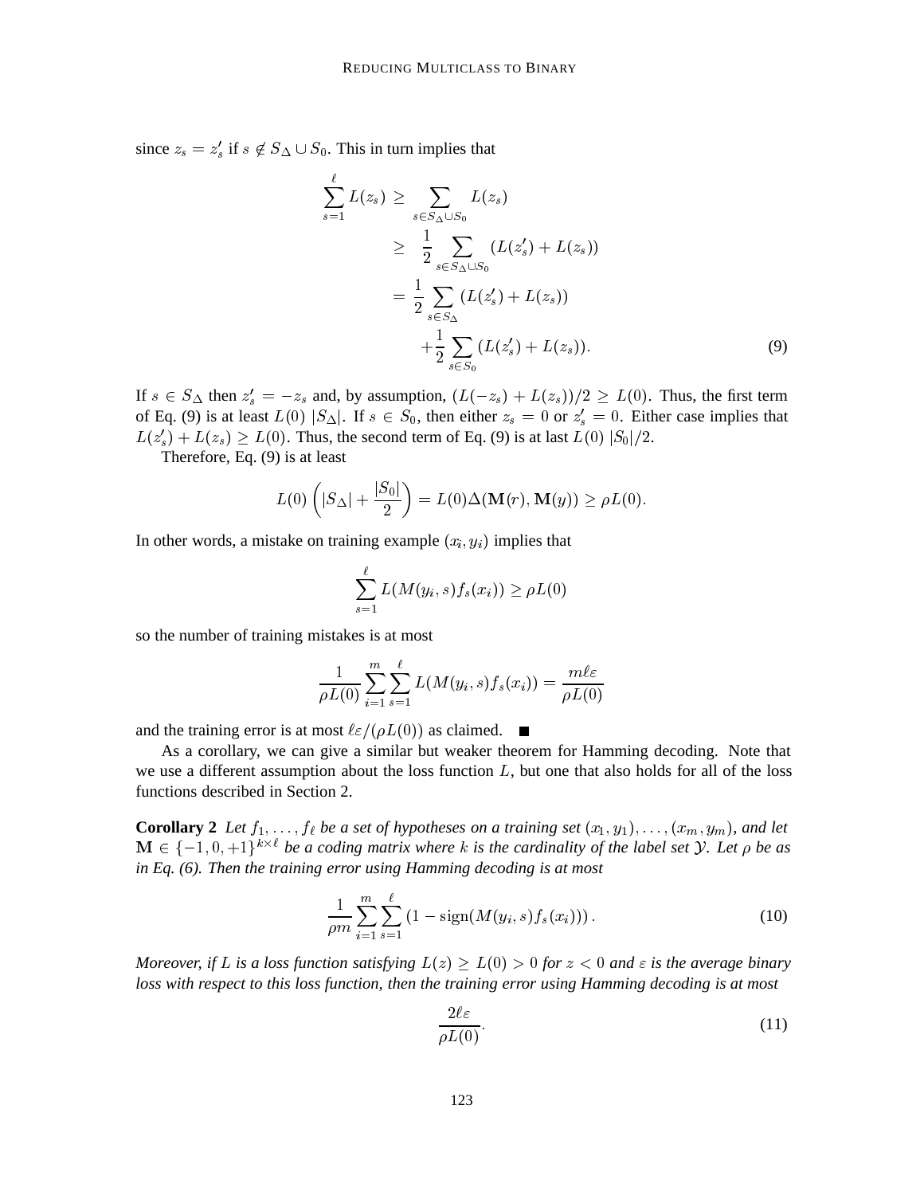since $z_s = z'_s$ if $s \notin S_\Delta \cup S_0$. This in turn implies that

$$
\begin{aligned}
\sum_{s=1}^{\ell} L(z_s) &\geq \sum_{s \in S_\Delta \cup S_0} L(z_s) \\
&\geq \frac{1}{2} \sum_{s \in S_\Delta \cup S_0} (L(z'_s) + L(z_s)) \\
&= \frac{1}{2} \sum_{s \in S_\Delta} (L(z'_s) + L(z_s)) \\
&\quad + \frac{1}{2} \sum_{s \in S_0} (L(z'_s) + L(z_s)).
\end{aligned} \tag{9}
$$

If $s \in S_\Delta$ then $z'_s = -z_s$ and, by assumption, $(L(-z_s) + L(z_s))/2 \geq L(0)$. Thus, the first term of Eq. (9) is at least $L(0)\ |S_\Delta|$. If $s \in S_0$, then either $z_s = 0$ or $z'_s = 0$. Either case implies that $L(z'_s) + L(z_s) \geq L(0)$. Thus, the second term of Eq. (9) is at last $L(0)\ |S_0|/2$.

Therefore, Eq. (9) is at least

$$
L(0) \left( |S_\Delta| + \frac{|S_0|}{2} \right) = L(0) \Delta(\mathbf{M}(r), \mathbf{M}(y)) \geq \rho L(0).
$$

In other words, a mistake on training example $(x_i, y_i)$ implies that

$$
\sum_{s=1}^{\ell} L(M(y_i, s) f_s(x_i)) \geq \rho L(0)
$$

so the number of training mistakes is at most

$$
\frac{1}{\rho L(0)} \sum_{i=1}^{m} \sum_{s=1}^{\ell} L(M(y_i, s) f_s(x_i)) = \frac{m \ell \varepsilon}{\rho L(0)}
$$

and the training error is at most $\ell\varepsilon/(\rho L(0))$ as claimed. ∎

As a corollary, we can give a similar but weaker theorem for Hamming decoding. Note that we use a different assumption about the loss function $L$, but one that also holds for all of the loss functions described in Section 2.

**Corollary 2** *Let $f_1, \ldots, f_\ell$ be a set of hypotheses on a training set $(x_1, y_1), \ldots, (x_m, y_m)$, and let $\mathbf{M} \in \{-1, 0, +1\}^{k \times \ell}$ be a coding matrix where $k$ is the cardinality of the label set $\mathcal{Y}$. Let $\rho$ be as in Eq. (6). Then the training error using Hamming decoding is at most*

$$
\frac{1}{\rho m} \sum_{i=1}^{m} \sum_{s=1}^{\ell} \left(1 - \text{sign}(M(y_i, s) f_s(x_i))\right). \tag{10}
$$

*Moreover, if $L$ is a loss function satisfying $L(z) \geq L(0) > 0$ for $z < 0$ and $\varepsilon$ is the average binary loss with respect to this loss function, then the training error using Hamming decoding is at most*

$$
\frac{2\ell\varepsilon}{\rho L(0)}. \tag{11}
$$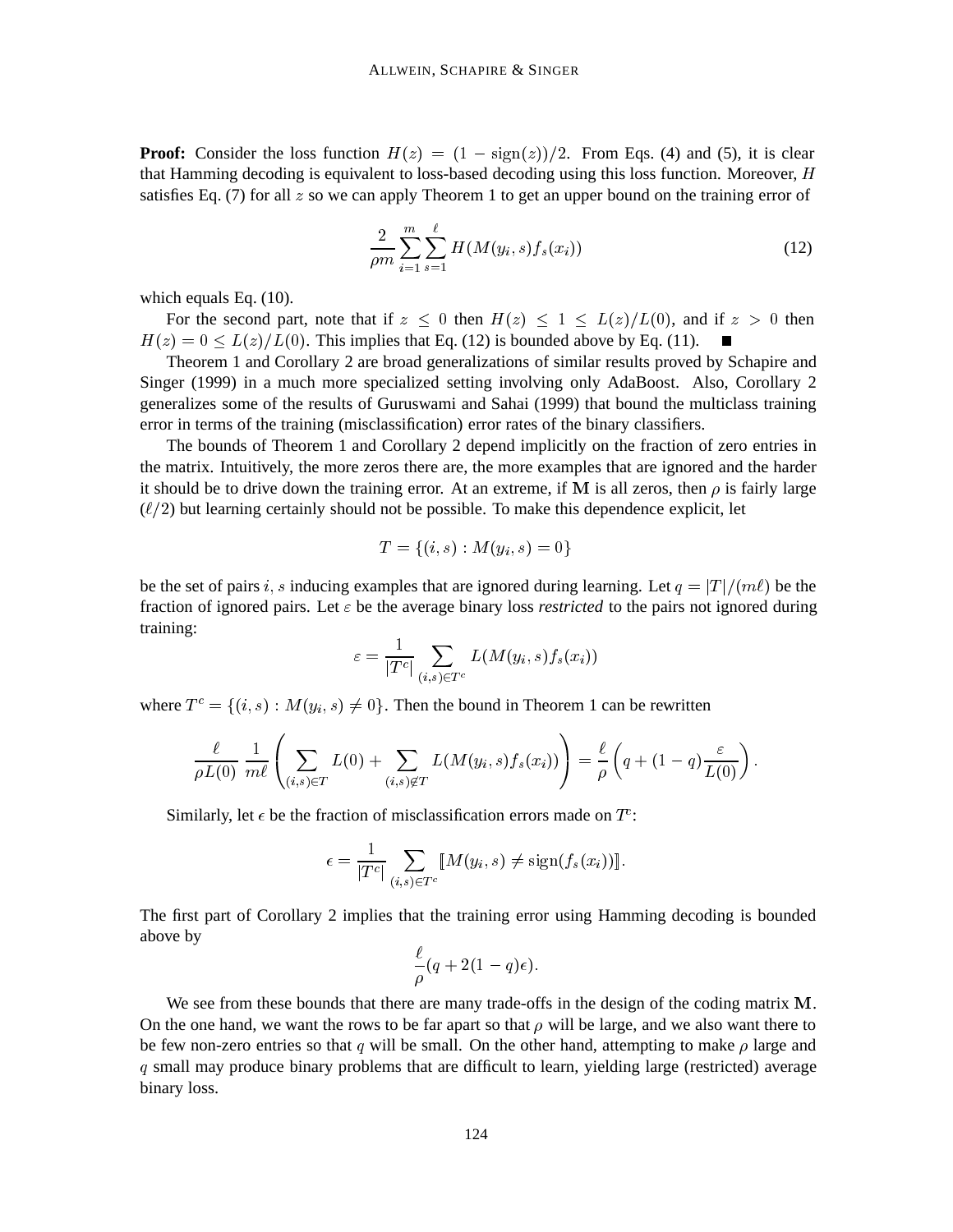**Proof:** Consider the loss function $H(z) = (1 - \text{sign}(z))/2$. From Eqs. (4) and (5), it is clear that Hamming decoding is equivalent to loss-based decoding using this loss function. Moreover, $H$ satisfies Eq. (7) for all $z$ so we can apply Theorem 1 to get an upper bound on the training error of

$$\frac{2}{\rho m} \sum_{i=1}^{m} \sum_{s=1}^{\ell} H(M(y_i, s) f_s(x_i)) \tag{12}$$

which equals Eq. (10).

For the second part, note that if $z \leq 0$ then $H(z) \leq 1 \leq L(z)/L(0)$, and if $z > 0$ then $H(z) = 0 \leq L(z)/L(0)$. This implies that Eq. (12) is bounded above by Eq. (11). ■

Theorem 1 and Corollary 2 are broad generalizations of similar results proved by Schapire and Singer (1999) in a much more specialized setting involving only AdaBoost. Also, Corollary 2 generalizes some of the results of Guruswami and Sahai (1999) that bound the multiclass training error in terms of the training (misclassification) error rates of the binary classifiers.

The bounds of Theorem 1 and Corollary 2 depend implicitly on the fraction of zero entries in the matrix. Intuitively, the more zeros there are, the more examples that are ignored and the harder it should be to drive down the training error. At an extreme, if $\mathbf{M}$ is all zeros, then $\rho$ is fairly large ($\ell/2$) but learning certainly should not be possible. To make this dependence explicit, let

$$T = \{(i, s) : M(y_i, s) = 0\}$$

be the set of pairs $i, s$ inducing examples that are ignored during learning. Let $q = |T|/(m\ell)$ be the fraction of ignored pairs. Let $\varepsilon$ be the average binary loss *restricted* to the pairs not ignored during training:

$$\varepsilon = \frac{1}{|T^c|} \sum_{(i,s) \in T^c} L(M(y_i, s) f_s(x_i))$$

where $T^c = \{(i, s) : M(y_i, s) \neq 0\}$. Then the bound in Theorem 1 can be rewritten

$$\frac{\ell}{\rho L(0)} \, \frac{1}{m\ell} \left( \sum_{(i,s) \in T} L(0) + \sum_{(i,s) \notin T} L(M(y_i, s) f_s(x_i)) \right) = \frac{\ell}{\rho} \left( q + (1 - q) \frac{\varepsilon}{L(0)} \right).$$

Similarly, let $\epsilon$ be the fraction of misclassification errors made on $T^c$:

$$\epsilon = \frac{1}{|T^c|} \sum_{(i,s) \in T^c} [\![ M(y_i, s) \neq \text{sign}(f_s(x_i)) ]\!].$$

The first part of Corollary 2 implies that the training error using Hamming decoding is bounded above by

$$\frac{\ell}{\rho}(q + 2(1 - q)\epsilon).$$

We see from these bounds that there are many trade-offs in the design of the coding matrix $\mathbf{M}$. On the one hand, we want the rows to be far apart so that $\rho$ will be large, and we also want there to be few non-zero entries so that $q$ will be small. On the other hand, attempting to make $\rho$ large and $q$ small may produce binary problems that are difficult to learn, yielding large (restricted) average binary loss.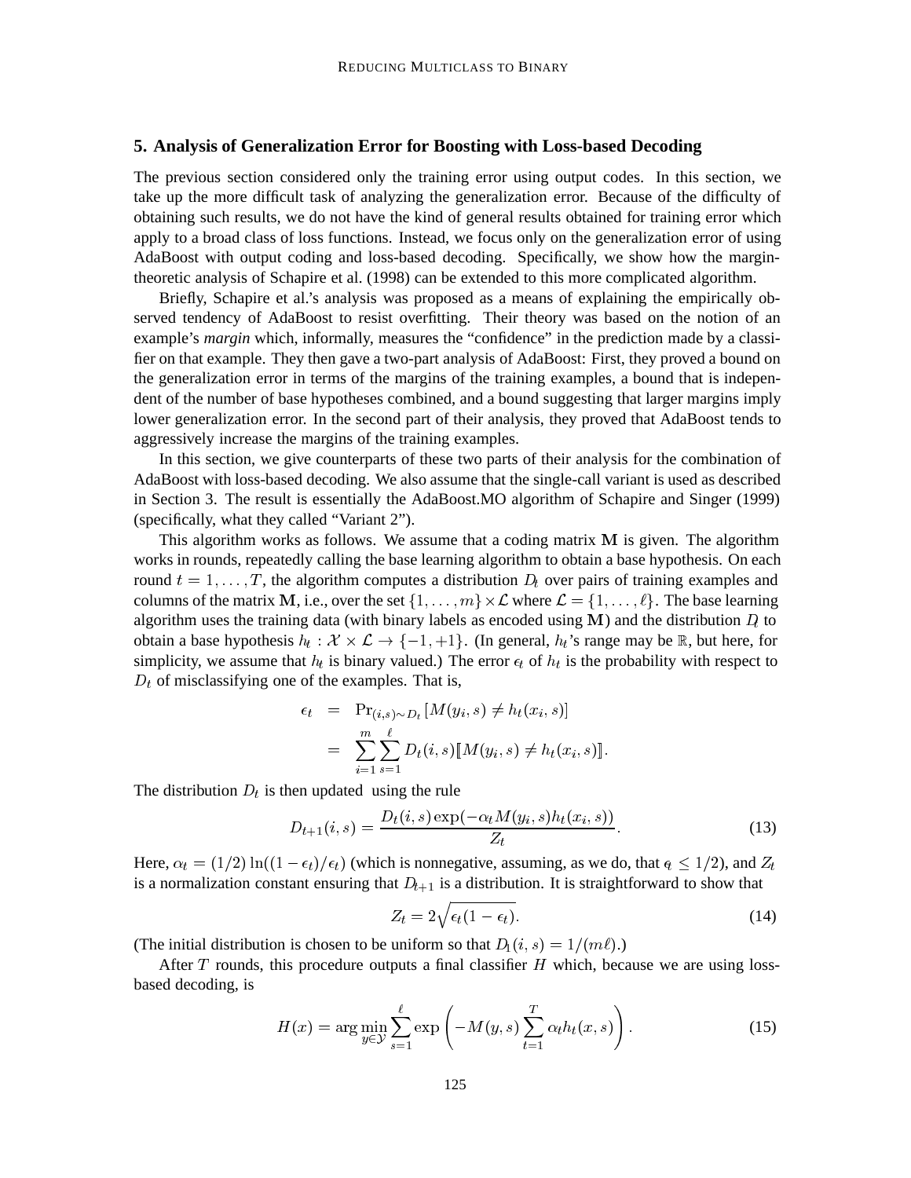## 5. Analysis of Generalization Error for Boosting with Loss-based Decoding

The previous section considered only the training error using output codes. In this section, we take up the more difficult task of analyzing the generalization error. Because of the difficulty of obtaining such results, we do not have the kind of general results obtained for training error which apply to a broad class of loss functions. Instead, we focus only on the generalization error of using AdaBoost with output coding and loss-based decoding. Specifically, we show how the margin-theoretic analysis of Schapire et al. (1998) can be extended to this more complicated algorithm.

Briefly, Schapire et al.'s analysis was proposed as a means of explaining the empirically observed tendency of AdaBoost to resist overfitting. Their theory was based on the notion of an example's *margin* which, informally, measures the "confidence" in the prediction made by a classifier on that example. They then gave a two-part analysis of AdaBoost: First, they proved a bound on the generalization error in terms of the margins of the training examples, a bound that is independent of the number of base hypotheses combined, and a bound suggesting that larger margins imply lower generalization error. In the second part of their analysis, they proved that AdaBoost tends to aggressively increase the margins of the training examples.

In this section, we give counterparts of these two parts of their analysis for the combination of AdaBoost with loss-based decoding. We also assume that the single-call variant is used as described in Section 3. The result is essentially the AdaBoost.MO algorithm of Schapire and Singer (1999) (specifically, what they called "Variant 2").

This algorithm works as follows. We assume that a coding matrix $\mathbf{M}$ is given. The algorithm works in rounds, repeatedly calling the base learning algorithm to obtain a base hypothesis. On each round $t = 1, \ldots, T$, the algorithm computes a distribution $D_t$ over pairs of training examples and columns of the matrix $\mathbf{M}$, i.e., over the set $\{1, \ldots, m\} \times \mathcal{L}$ where $\mathcal{L} = \{1, \ldots, \ell\}$. The base learning algorithm uses the training data (with binary labels as encoded using $\mathbf{M}$) and the distribution $D_t$ to obtain a base hypothesis $h_t : \mathcal{X} \times \mathcal{L} \to \{-1, +1\}$. (In general, $h_t$'s range may be $\mathbb{R}$, but here, for simplicity, we assume that $h_t$ is binary valued.) The error $\epsilon_t$ of $h_t$ is the probability with respect to $D_t$ of misclassifying one of the examples. That is,

$$
\begin{aligned}
\epsilon_t &= \Pr_{(i,s)\sim D_t}\left[M(y_i, s) \neq h_t(x_i, s)\right] \\
&= \sum_{i=1}^{m}\sum_{s=1}^{\ell} D_t(i, s)[\![M(y_i, s) \neq h_t(x_i, s)]\!].
\end{aligned}
$$

The distribution $D_t$ is then updated using the rule

$$
D_{t+1}(i, s) = \frac{D_t(i, s)\exp(-\alpha_t M(y_i, s) h_t(x_i, s))}{Z_t}. \tag{13}
$$

Here, $\alpha_t = (1/2)\ln((1 - \epsilon_t)/\epsilon_t)$ (which is nonnegative, assuming, as we do, that $\epsilon_t \leq 1/2$), and $Z_t$ is a normalization constant ensuring that $D_{t+1}$ is a distribution. It is straightforward to show that

$$
Z_t = 2\sqrt{\epsilon_t(1 - \epsilon_t)}. \tag{14}
$$

(The initial distribution is chosen to be uniform so that $D_1(i, s) = 1/(m\ell)$.)

After $T$ rounds, this procedure outputs a final classifier $H$ which, because we are using loss-based decoding, is

$$
H(x) = \arg\min_{y \in \mathcal{Y}} \sum_{s=1}^{\ell} \exp\left(-M(y, s)\sum_{t=1}^{T}\alpha_t h_t(x, s)\right). \tag{15}
$$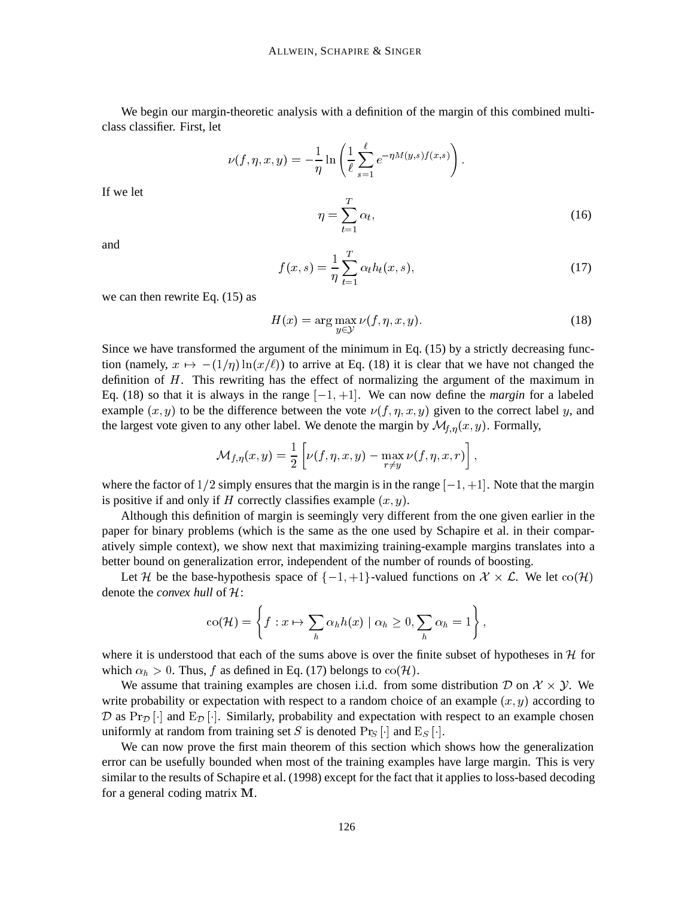We begin our margin-theoretic analysis with a definition of the margin of this combined multi-class classifier. First, let

$$\nu(f, \eta, x, y) = -\frac{1}{\eta} \ln \left( \frac{1}{\ell} \sum_{s=1}^{\ell} e^{-\eta M(y,s) f(x,s)} \right).$$

If we let

$$\eta = \sum_{t=1}^{T} \alpha_t, \tag{16}$$

and

$$f(x, s) = \frac{1}{\eta} \sum_{t=1}^{T} \alpha_t h_t(x, s), \tag{17}$$

we can then rewrite Eq. (15) as

$$H(x) = \arg\max_{y \in \mathcal{Y}} \nu(f, \eta, x, y). \tag{18}$$

Since we have transformed the argument of the minimum in Eq. (15) by a strictly decreasing function (namely, $x \mapsto -(1/\eta)\ln(x/\ell)$) to arrive at Eq. (18) it is clear that we have not changed the definition of $H$. This rewriting has the effect of normalizing the argument of the maximum in Eq. (18) so that it is always in the range $[-1, +1]$. We can now define the *margin* for a labeled example $(x, y)$ to be the difference between the vote $\nu(f, \eta, x, y)$ given to the correct label $y$, and the largest vote given to any other label. We denote the margin by $\mathcal{M}_{f,\eta}(x, y)$. Formally,

$$\mathcal{M}_{f,\eta}(x, y) = \frac{1}{2} \left[ \nu(f, \eta, x, y) - \max_{r \neq y} \nu(f, \eta, x, r) \right],$$

where the factor of $1/2$ simply ensures that the margin is in the range $[-1, +1]$. Note that the margin is positive if and only if $H$ correctly classifies example $(x, y)$.

Although this definition of margin is seemingly very different from the one given earlier in the paper for binary problems (which is the same as the one used by Schapire et al. in their comparatively simple context), we show next that maximizing training-example margins translates into a better bound on generalization error, independent of the number of rounds of boosting.

Let $\mathcal{H}$ be the base-hypothesis space of $\{-1, +1\}$-valued functions on $\mathcal{X} \times \mathcal{L}$. We let $\mathrm{co}(\mathcal{H})$ denote the *convex hull* of $\mathcal{H}$:

$$\mathrm{co}(\mathcal{H}) = \left\{ f : x \mapsto \sum_h \alpha_h h(x) \mid \alpha_h \geq 0, \sum_h \alpha_h = 1 \right\},$$

where it is understood that each of the sums above is over the finite subset of hypotheses in $\mathcal{H}$ for which $\alpha_h > 0$. Thus, $f$ as defined in Eq. (17) belongs to $\mathrm{co}(\mathcal{H})$.

We assume that training examples are chosen i.i.d. from some distribution $\mathcal{D}$ on $\mathcal{X} \times \mathcal{Y}$. We write probability or expectation with respect to a random choice of an example $(x, y)$ according to $\mathcal{D}$ as $\Pr_{\mathcal{D}}[\cdot]$ and $\mathrm{E}_{\mathcal{D}}[\cdot]$. Similarly, probability and expectation with respect to an example chosen uniformly at random from training set $S$ is denoted $\Pr_S[\cdot]$ and $\mathrm{E}_S[\cdot]$.

We can now prove the first main theorem of this section which shows how the generalization error can be usefully bounded when most of the training examples have large margin. This is very similar to the results of Schapire et al. (1998) except for the fact that it applies to loss-based decoding for a general coding matrix $\mathbf{M}$.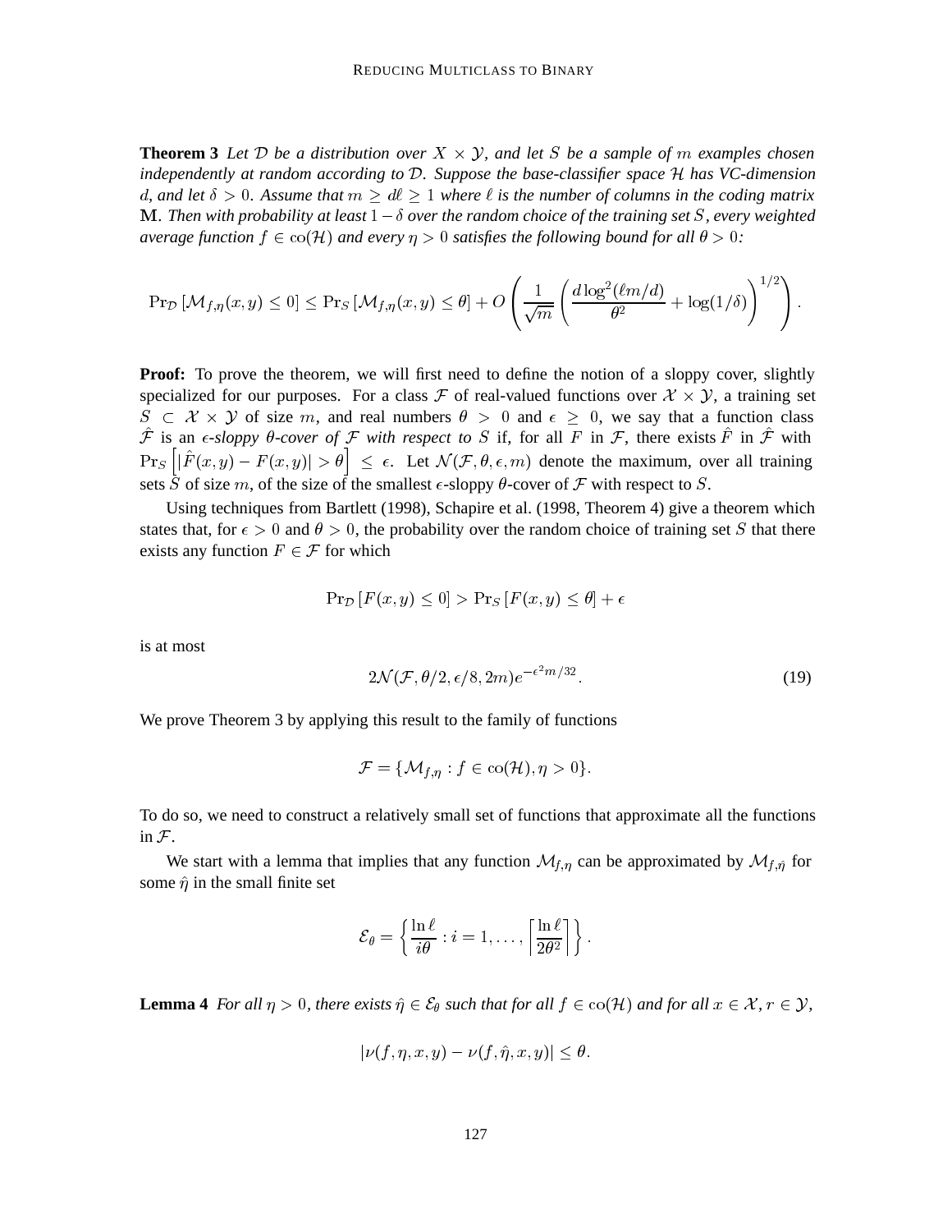**Theorem 3** *Let $\mathcal{D}$ be a distribution over $X \times \mathcal{Y}$, and let $S$ be a sample of $m$ examples chosen independently at random according to $\mathcal{D}$. Suppose the base-classifier space $\mathcal{H}$ has VC-dimension $d$, and let $\delta > 0$. Assume that $m \geq d\ell \geq 1$ where $\ell$ is the number of columns in the coding matrix $\mathbf{M}$. Then with probability at least $1 - \delta$ over the random choice of the training set $S$, every weighted average function $f \in \text{co}(\mathcal{H})$ and every $\eta > 0$ satisfies the following bound for all $\theta > 0$:*

$$\Pr_{\mathcal{D}}\left[\mathcal{M}_{f,\eta}(x,y) \leq 0\right] \leq \Pr_S\left[\mathcal{M}_{f,\eta}(x,y) \leq \theta\right] + O\left(\frac{1}{\sqrt{m}}\left(\frac{d \log^2(\ell m/d)}{\theta^2} + \log(1/\delta)\right)^{1/2}\right).$$

**Proof:** To prove the theorem, we will first need to define the notion of a sloppy cover, slightly specialized for our purposes. For a class $\mathcal{F}$ of real-valued functions over $\mathcal{X} \times \mathcal{Y}$, a training set $S \subset \mathcal{X} \times \mathcal{Y}$ of size $m$, and real numbers $\theta > 0$ and $\epsilon \geq 0$, we say that a function class $\hat{\mathcal{F}}$ is an *$\epsilon$-sloppy $\theta$-cover of $\mathcal{F}$ with respect to $S$* if, for all $F$ in $\mathcal{F}$, there exists $\hat{F}$ in $\hat{\mathcal{F}}$ with $\Pr_S\left[|\hat{F}(x,y) - F(x,y)| > \theta\right] \leq \epsilon$. Let $\mathcal{N}(\mathcal{F}, \theta, \epsilon, m)$ denote the maximum, over all training sets $S$ of size $m$, of the size of the smallest $\epsilon$-sloppy $\theta$-cover of $\mathcal{F}$ with respect to $S$.

Using techniques from Bartlett (1998), Schapire et al. (1998, Theorem 4) give a theorem which states that, for $\epsilon > 0$ and $\theta > 0$, the probability over the random choice of training set $S$ that there exists any function $F \in \mathcal{F}$ for which

$$\Pr_{\mathcal{D}}\left[F(x,y) \leq 0\right] > \Pr_S\left[F(x,y) \leq \theta\right] + \epsilon$$

is at most

$$2\mathcal{N}(\mathcal{F}, \theta/2, \epsilon/8, 2m)e^{-\epsilon^2 m/32}. \tag{19}$$

We prove Theorem 3 by applying this result to the family of functions

$$\mathcal{F} = \{\mathcal{M}_{f,\eta} : f \in \text{co}(\mathcal{H}), \eta > 0\}.$$

To do so, we need to construct a relatively small set of functions that approximate all the functions in $\mathcal{F}$.

We start with a lemma that implies that any function $\mathcal{M}_{f,\eta}$ can be approximated by $\mathcal{M}_{f,\hat{\eta}}$ for some $\hat{\eta}$ in the small finite set

$$\mathcal{E}_\theta = \left\{\frac{\ln \ell}{i\theta} : i = 1, \ldots, \left\lceil \frac{\ln \ell}{2\theta^2} \right\rceil \right\}.$$

**Lemma 4** *For all $\eta > 0$, there exists $\hat{\eta} \in \mathcal{E}_\theta$ such that for all $f \in \text{co}(\mathcal{H})$ and for all $x \in \mathcal{X}$, $r \in \mathcal{Y}$,*

$$|\nu(f, \eta, x, y) - \nu(f, \hat{\eta}, x, y)| \leq \theta.$$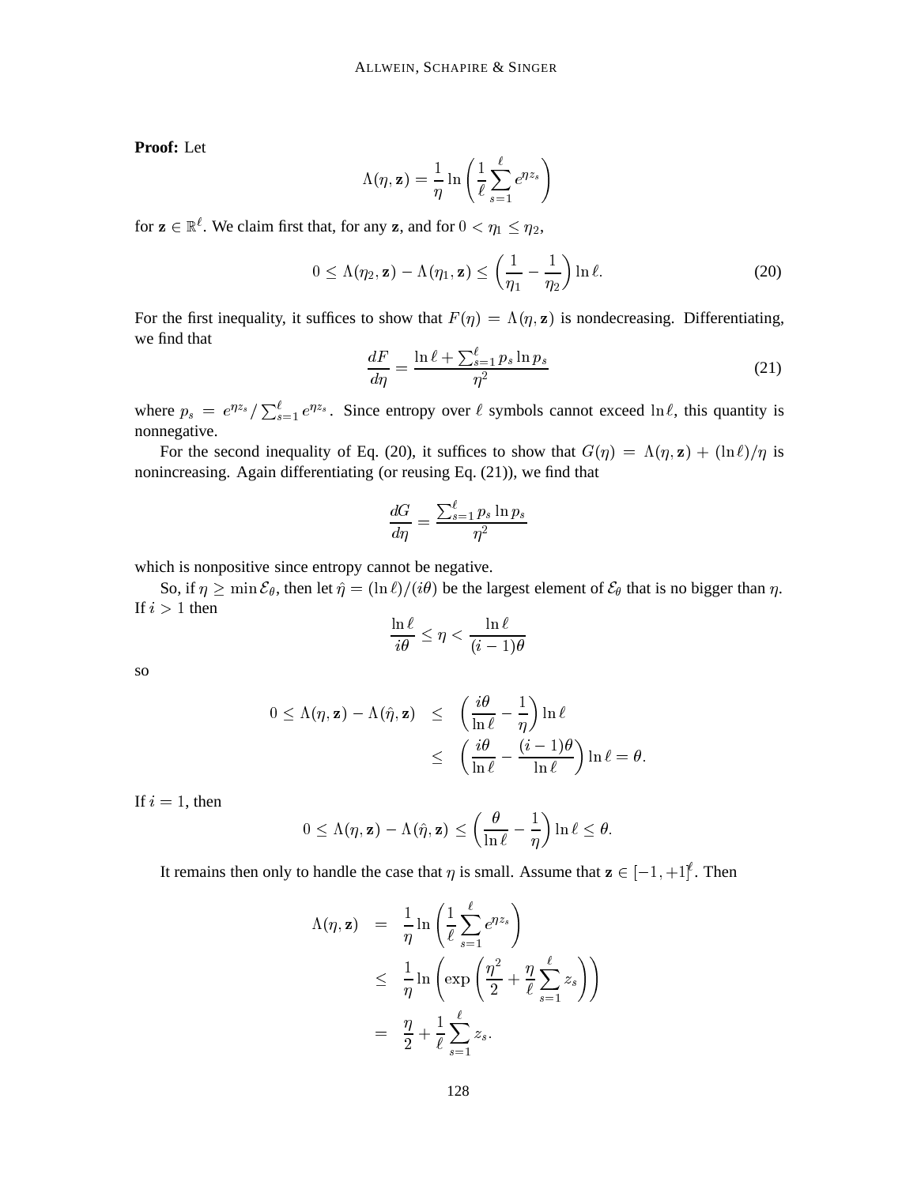**Proof:** Let

$$\Lambda(\eta, \mathbf{z}) = \frac{1}{\eta} \ln \left( \frac{1}{\ell} \sum_{s=1}^{\ell} e^{\eta z_s} \right)$$

for $\mathbf{z} \in \mathbb{R}^\ell$. We claim first that, for any $\mathbf{z}$, and for $0 < \eta_1 \leq \eta_2$,

$$0 \leq \Lambda(\eta_2, \mathbf{z}) - \Lambda(\eta_1, \mathbf{z}) \leq \left( \frac{1}{\eta_1} - \frac{1}{\eta_2} \right) \ln \ell. \tag{20}$$

For the first inequality, it suffices to show that $F(\eta) = \Lambda(\eta, \mathbf{z})$ is nondecreasing. Differentiating, we find that

$$\frac{dF}{d\eta} = \frac{\ln \ell + \sum_{s=1}^{\ell} p_s \ln p_s}{\eta^2} \tag{21}$$

where $p_s = e^{\eta z_s} / \sum_{s=1}^{\ell} e^{\eta z_s}$. Since entropy over $\ell$ symbols cannot exceed $\ln \ell$, this quantity is nonnegative.

For the second inequality of Eq. (20), it suffices to show that $G(\eta) = \Lambda(\eta, \mathbf{z}) + (\ln \ell)/\eta$ is nonincreasing. Again differentiating (or reusing Eq. (21)), we find that

$$\frac{dG}{d\eta} = \frac{\sum_{s=1}^{\ell} p_s \ln p_s}{\eta^2}$$

which is nonpositive since entropy cannot be negative.

So, if $\eta \geq \min \mathcal{E}_\theta$, then let $\hat{\eta} = (\ln \ell)/(i\theta)$ be the largest element of $\mathcal{E}_\theta$ that is no bigger than $\eta$. If $i > 1$ then

$$\frac{\ln \ell}{i\theta} \leq \eta < \frac{\ln \ell}{(i-1)\theta}$$

so

$$\begin{aligned}
0 \leq \Lambda(\eta, \mathbf{z}) - \Lambda(\hat{\eta}, \mathbf{z}) &\leq \left( \frac{i\theta}{\ln \ell} - \frac{1}{\eta} \right) \ln \ell \\
&\leq \left( \frac{i\theta}{\ln \ell} - \frac{(i-1)\theta}{\ln \ell} \right) \ln \ell = \theta.
\end{aligned}$$

If $i = 1$, then

$$0 \leq \Lambda(\eta, \mathbf{z}) - \Lambda(\hat{\eta}, \mathbf{z}) \leq \left( \frac{\theta}{\ln \ell} - \frac{1}{\eta} \right) \ln \ell \leq \theta.$$

It remains then only to handle the case that $\eta$ is small. Assume that $\mathbf{z} \in [-1, +1]^\ell$. Then

$$\begin{aligned}
\Lambda(\eta, \mathbf{z}) &= \frac{1}{\eta} \ln \left( \frac{1}{\ell} \sum_{s=1}^{\ell} e^{\eta z_s} \right) \\
&\leq \frac{1}{\eta} \ln \left( \exp \left( \frac{\eta^2}{2} + \frac{\eta}{\ell} \sum_{s=1}^{\ell} z_s \right) \right) \\
&= \frac{\eta}{2} + \frac{1}{\ell} \sum_{s=1}^{\ell} z_s.
\end{aligned}$$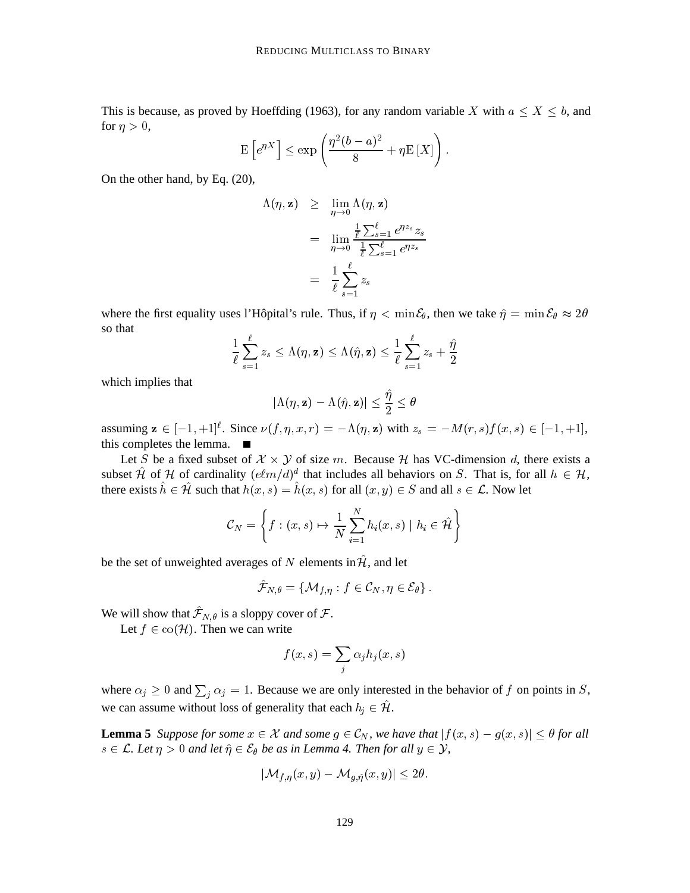This is because, as proved by Hoeffding (1963), for any random variable $X$ with $a \leq X \leq b$, and for $\eta > 0$,

$$\mathrm{E}\left[e^{\eta X}\right] \leq \exp\left(\frac{\eta^2(b-a)^2}{8} + \eta \mathrm{E}\left[X\right]\right).$$

On the other hand, by Eq. (20),

$$\begin{aligned}
\Lambda(\eta, \mathbf{z}) &\geq \lim_{\eta \to 0} \Lambda(\eta, \mathbf{z}) \\
&= \lim_{\eta \to 0} \frac{\frac{1}{\ell}\sum_{s=1}^{\ell} e^{\eta z_s} z_s}{\frac{1}{\ell}\sum_{s=1}^{\ell} e^{\eta z_s}} \\
&= \frac{1}{\ell}\sum_{s=1}^{\ell} z_s
\end{aligned}$$

where the first equality uses l'Hôpital's rule. Thus, if $\eta < \min \mathcal{E}_\theta$, then we take $\hat{\eta} = \min \mathcal{E}_\theta \approx 2\theta$ so that

$$\frac{1}{\ell}\sum_{s=1}^{\ell} z_s \leq \Lambda(\eta, \mathbf{z}) \leq \Lambda(\hat{\eta}, \mathbf{z}) \leq \frac{1}{\ell}\sum_{s=1}^{\ell} z_s + \frac{\hat{\eta}}{2}$$

which implies that

$$|\Lambda(\eta, \mathbf{z}) - \Lambda(\hat{\eta}, \mathbf{z})| \leq \frac{\hat{\eta}}{2} \leq \theta$$

assuming $\mathbf{z} \in [-1, +1]^\ell$. Since $\nu(f, \eta, x, r) = -\Lambda(\eta, \mathbf{z})$ with $z_s = -M(r,s)f(x,s) \in [-1, +1]$, this completes the lemma. ■

Let $S$ be a fixed subset of $\mathcal{X} \times \mathcal{Y}$ of size $m$. Because $\mathcal{H}$ has VC-dimension $d$, there exists a subset $\hat{\mathcal{H}}$ of $\mathcal{H}$ of cardinality $(e\ell m/d)^d$ that includes all behaviors on $S$. That is, for all $h \in \mathcal{H}$, there exists $\hat{h} \in \hat{\mathcal{H}}$ such that $h(x,s) = \hat{h}(x,s)$ for all $(x,y) \in S$ and all $s \in \mathcal{L}$. Now let

$$\mathcal{C}_N = \left\{ f : (x,s) \mapsto \frac{1}{N}\sum_{i=1}^{N} h_i(x,s) \mid h_i \in \hat{\mathcal{H}} \right\}$$

be the set of unweighted averages of $N$ elements in $\hat{\mathcal{H}}$, and let

$$\hat{\mathcal{F}}_{N,\theta} = \{\mathcal{M}_{f,\eta} : f \in \mathcal{C}_N, \eta \in \mathcal{E}_\theta\}.$$

We will show that $\hat{\mathcal{F}}_{N,\theta}$ is a sloppy cover of $\mathcal{F}$.

Let $f \in \mathrm{co}(\mathcal{H})$. Then we can write

$$f(x,s) = \sum_j \alpha_j h_j(x,s)$$

where $\alpha_j \geq 0$ and $\sum_j \alpha_j = 1$. Because we are only interested in the behavior of $f$ on points in $S$, we can assume without loss of generality that each $h_j \in \hat{\mathcal{H}}$.

**Lemma 5** *Suppose for some $x \in \mathcal{X}$ and some $g \in \mathcal{C}_N$, we have that $|f(x,s) - g(x,s)| \leq \theta$ for all $s \in \mathcal{L}$. Let $\eta > 0$ and let $\hat{\eta} \in \mathcal{E}_\theta$ be as in Lemma 4. Then for all $y \in \mathcal{Y}$,*

$$|\mathcal{M}_{f,\eta}(x,y) - \mathcal{M}_{g,\hat{\eta}}(x,y)| \leq 2\theta.$$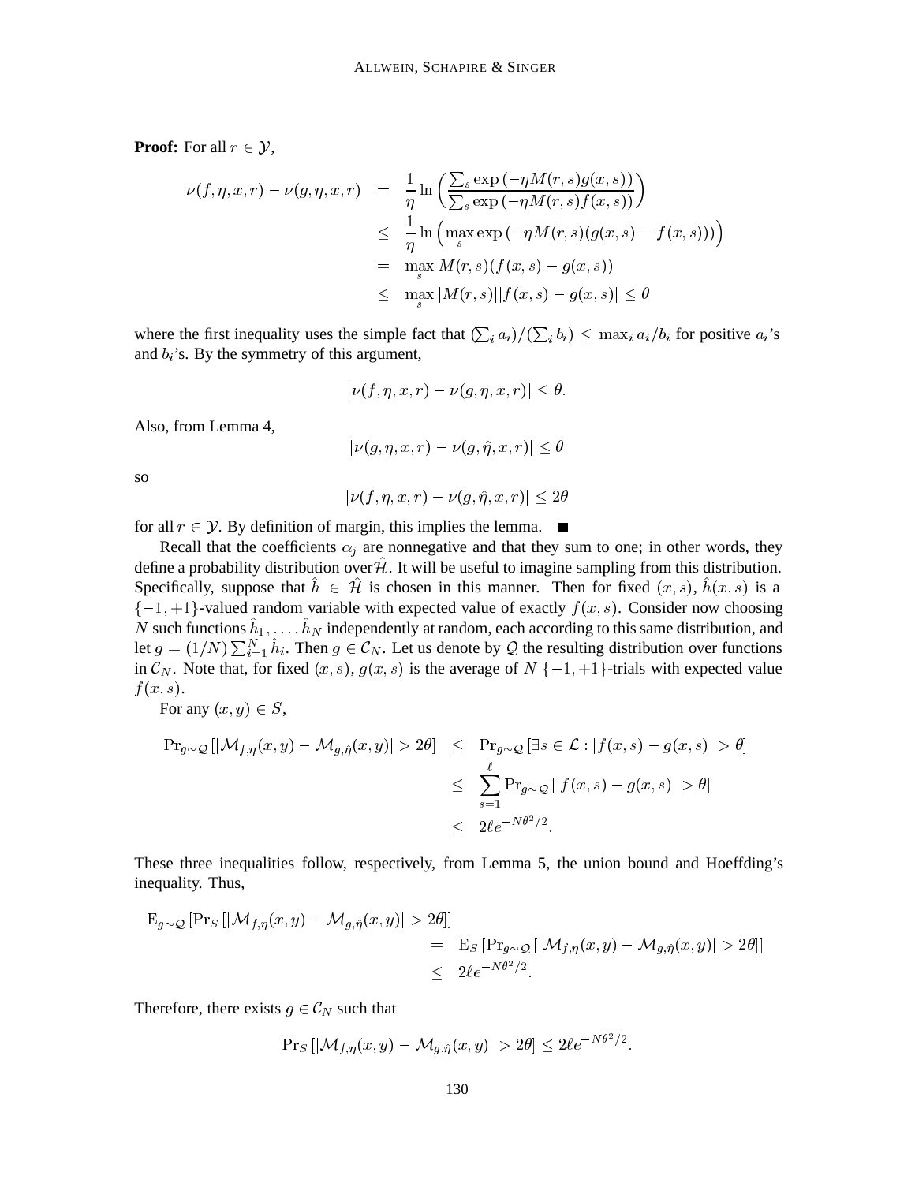**Proof:** For all $r \in \mathcal{Y}$,

$$
\begin{aligned}
\nu(f, \eta, x, r) - \nu(g, \eta, x, r) &= \frac{1}{\eta} \ln \left( \frac{\sum_s \exp\left(-\eta M(r, s) g(x, s)\right)}{\sum_s \exp\left(-\eta M(r, s) f(x, s)\right)} \right) \\
&\leq \frac{1}{\eta} \ln \left( \max_s \exp\left(-\eta M(r, s)(g(x, s) - f(x, s))\right) \right) \\
&= \max_s M(r, s)(f(x, s) - g(x, s)) \\
&\leq \max_s |M(r, s)||f(x, s) - g(x, s)| \leq \theta
\end{aligned}
$$

where the first inequality uses the simple fact that $(\sum_i a_i)/(\sum_i b_i) \leq \max_i a_i/b_i$ for positive $a_i$'s and $b_i$'s. By the symmetry of this argument,

$$
|\nu(f, \eta, x, r) - \nu(g, \eta, x, r)| \leq \theta.
$$

Also, from Lemma 4,

$$
|\nu(g, \eta, x, r) - \nu(g, \hat{\eta}, x, r)| \leq \theta
$$

so

$$
|\nu(f, \eta, x, r) - \nu(g, \hat{\eta}, x, r)| \leq 2\theta
$$

for all $r \in \mathcal{Y}$. By definition of margin, this implies the lemma. ■

Recall that the coefficients $\alpha_j$ are nonnegative and that they sum to one; in other words, they define a probability distribution over $\hat{\mathcal{H}}$. It will be useful to imagine sampling from this distribution. Specifically, suppose that $\hat{h} \in \hat{\mathcal{H}}$ is chosen in this manner. Then for fixed $(x, s)$, $\hat{h}(x, s)$ is a $\{-1, +1\}$-valued random variable with expected value of exactly $f(x, s)$. Consider now choosing $N$ such functions $\hat{h}_1, \ldots, \hat{h}_N$ independently at random, each according to this same distribution, and let $g = (1/N) \sum_{i=1}^N \hat{h}_i$. Then $g \in \mathcal{C}_N$. Let us denote by $\mathcal{Q}$ the resulting distribution over functions in $\mathcal{C}_N$. Note that, for fixed $(x, s)$, $g(x, s)$ is the average of $N$ $\{-1, +1\}$-trials with expected value $f(x, s)$.

For any $(x, y) \in S$,

$$
\begin{aligned}
\Pr_{g \sim \mathcal{Q}} \left[ |\mathcal{M}_{f,\eta}(x, y) - \mathcal{M}_{g,\hat{\eta}}(x, y)| > 2\theta \right] &\leq \Pr_{g \sim \mathcal{Q}} \left[ \exists s \in \mathcal{L} : |f(x, s) - g(x, s)| > \theta \right] \\
&\leq \sum_{s=1}^{\ell} \Pr_{g \sim \mathcal{Q}} \left[ |f(x, s) - g(x, s)| > \theta \right] \\
&\leq 2\ell e^{-N\theta^2/2}.
\end{aligned}
$$

These three inequalities follow, respectively, from Lemma 5, the union bound and Hoeffding's inequality. Thus,

$$
\begin{aligned}
\mathrm{E}_{g \sim \mathcal{Q}} \left[ \Pr_S \left[ |\mathcal{M}_{f,\eta}(x, y) - \mathcal{M}_{g,\hat{\eta}}(x, y)| > 2\theta \right] \right] \\
&= \mathrm{E}_S \left[ \Pr_{g \sim \mathcal{Q}} \left[ |\mathcal{M}_{f,\eta}(x, y) - \mathcal{M}_{g,\hat{\eta}}(x, y)| > 2\theta \right] \right] \\
&\leq 2\ell e^{-N\theta^2/2}.
\end{aligned}
$$

Therefore, there exists $g \in \mathcal{C}_N$ such that

$$
\Pr_S \left[ |\mathcal{M}_{f,\eta}(x, y) - \mathcal{M}_{g,\hat{\eta}}(x, y)| > 2\theta \right] \leq 2\ell e^{-N\theta^2/2}.
$$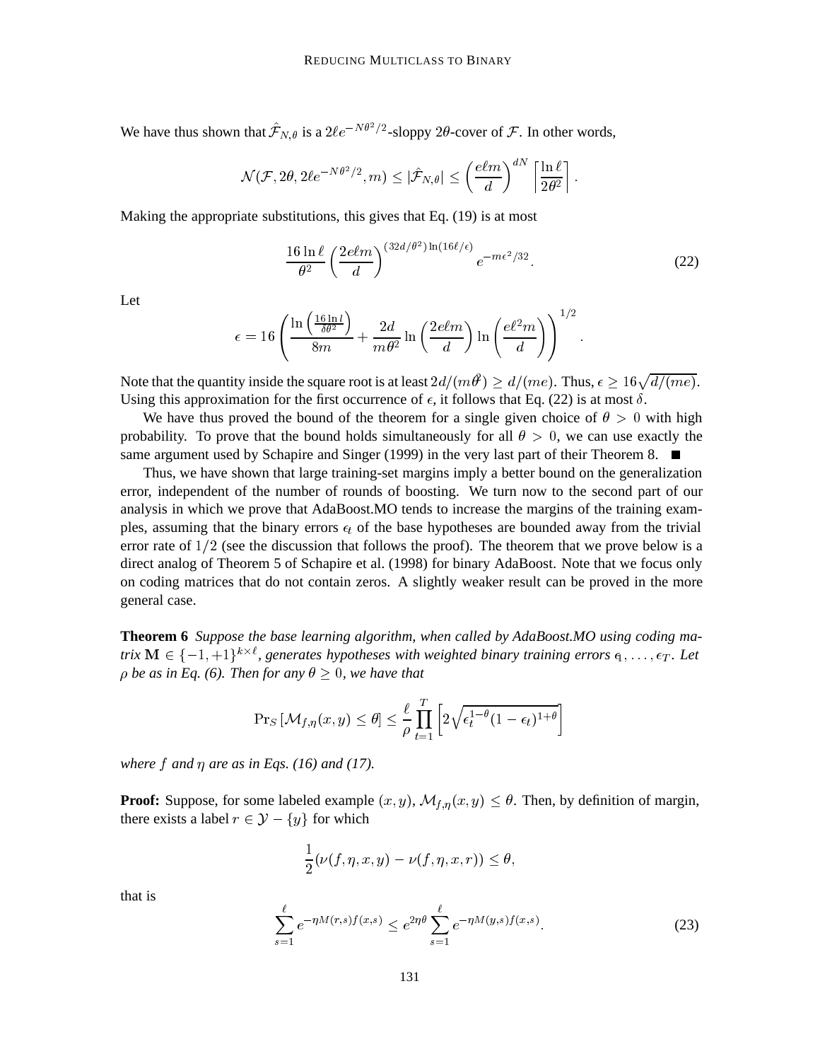We have thus shown that $\hat{\mathcal{F}}_{N,\theta}$ is a $2\ell e^{-N\theta^2/2}$-sloppy $2\theta$-cover of $\mathcal{F}$. In other words,

$$\mathcal{N}(\mathcal{F}, 2\theta, 2\ell e^{-N\theta^2/2}, m) \leq |\hat{\mathcal{F}}_{N,\theta}| \leq \left(\frac{e\ell m}{d}\right)^{dN} \left\lceil \frac{\ln \ell}{2\theta^2} \right\rceil.$$

Making the appropriate substitutions, this gives that Eq. (19) is at most

$$\frac{16 \ln \ell}{\theta^2} \left(\frac{2e\ell m}{d}\right)^{(32d/\theta^2)\ln(16\ell/\epsilon)} e^{-m\epsilon^2/32}. \tag{22}$$

Let

$$\epsilon = 16 \left( \frac{\ln\left(\frac{16 \ln l}{\delta\theta^2}\right)}{8m} + \frac{2d}{m\theta^2} \ln\left(\frac{2e\ell m}{d}\right) \ln\left(\frac{e\ell^2 m}{d}\right) \right)^{1/2}.$$

Note that the quantity inside the square root is at least $2d/(m\theta^2) \geq d/(me)$. Thus, $\epsilon \geq 16\sqrt{d/(me)}$. Using this approximation for the first occurrence of $\epsilon$, it follows that Eq. (22) is at most $\delta$.

We have thus proved the bound of the theorem for a single given choice of $\theta > 0$ with high probability. To prove that the bound holds simultaneously for all $\theta > 0$, we can use exactly the same argument used by Schapire and Singer (1999) in the very last part of their Theorem 8. ■

Thus, we have shown that large training-set margins imply a better bound on the generalization error, independent of the number of rounds of boosting. We turn now to the second part of our analysis in which we prove that AdaBoost.MO tends to increase the margins of the training examples, assuming that the binary errors $\epsilon_t$ of the base hypotheses are bounded away from the trivial error rate of $1/2$ (see the discussion that follows the proof). The theorem that we prove below is a direct analog of Theorem 5 of Schapire et al. (1998) for binary AdaBoost. Note that we focus only on coding matrices that do not contain zeros. A slightly weaker result can be proved in the more general case.

**Theorem 6** *Suppose the base learning algorithm, when called by AdaBoost.MO using coding matrix $\mathbf{M} \in \{-1, +1\}^{k \times \ell}$, generates hypotheses with weighted binary training errors $\epsilon_1, \ldots, \epsilon_T$. Let $\rho$ be as in Eq. (6). Then for any $\theta \geq 0$, we have that*

$$\Pr_S\left[\mathcal{M}_{f,\eta}(x,y) \leq \theta\right] \leq \frac{\ell}{\rho} \prod_{t=1}^{T} \left[2\sqrt{\epsilon_t^{1-\theta}(1-\epsilon_t)^{1+\theta}}\right]$$

*where $f$ and $\eta$ are as in Eqs. (16) and (17).*

**Proof:** Suppose, for some labeled example $(x, y)$, $\mathcal{M}_{f,\eta}(x, y) \leq \theta$. Then, by definition of margin, there exists a label $r \in \mathcal{Y} - \{y\}$ for which

$$\frac{1}{2}(\nu(f, \eta, x, y) - \nu(f, \eta, x, r)) \leq \theta,$$

that is

$$\sum_{s=1}^{\ell} e^{-\eta M(r,s) f(x,s)} \leq e^{2\eta\theta} \sum_{s=1}^{\ell} e^{-\eta M(y,s) f(x,s)}. \tag{23}$$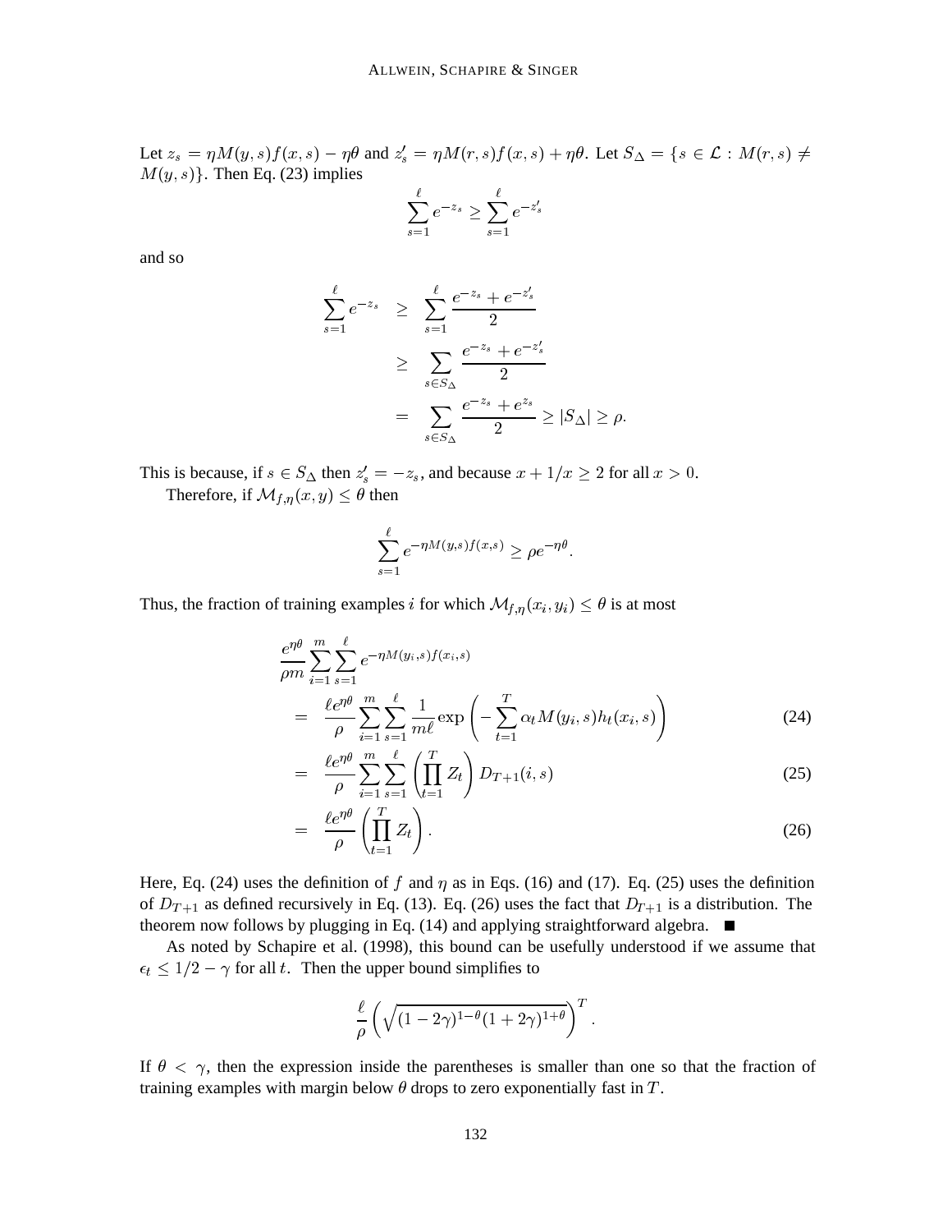Let $z_s = \eta M(y,s) f(x,s) - \eta\theta$ and $z'_s = \eta M(r,s) f(x,s) + \eta\theta$. Let $S_\Delta = \{s \in \mathcal{L} : M(r,s) \neq M(y,s)\}$. Then Eq. (23) implies

$$\sum_{s=1}^{\ell} e^{-z_s} \geq \sum_{s=1}^{\ell} e^{-z'_s}$$

and so

$$\begin{aligned}
\sum_{s=1}^{\ell} e^{-z_s} &\geq \sum_{s=1}^{\ell} \frac{e^{-z_s} + e^{-z'_s}}{2} \\
&\geq \sum_{s \in S_\Delta} \frac{e^{-z_s} + e^{-z'_s}}{2} \\
&= \sum_{s \in S_\Delta} \frac{e^{-z_s} + e^{z_s}}{2} \geq |S_\Delta| \geq \rho.
\end{aligned}$$

This is because, if $s \in S_\Delta$ then $z'_s = -z_s$, and because $x + 1/x \geq 2$ for all $x > 0$.

Therefore, if $\mathcal{M}_{f,\eta}(x,y) \leq \theta$ then

$$\sum_{s=1}^{\ell} e^{-\eta M(y,s) f(x,s)} \geq \rho e^{-\eta\theta}.$$

Thus, the fraction of training examples $i$ for which $\mathcal{M}_{f,\eta}(x_i, y_i) \leq \theta$ is at most

$$\begin{aligned}
&\frac{e^{\eta\theta}}{\rho m} \sum_{i=1}^{m} \sum_{s=1}^{\ell} e^{-\eta M(y_i,s) f(x_i,s)} \\
&= \frac{\ell e^{\eta\theta}}{\rho} \sum_{i=1}^{m} \sum_{s=1}^{\ell} \frac{1}{m\ell} \exp\left( -\sum_{t=1}^{T} \alpha_t M(y_i,s) h_t(x_i,s) \right) \qquad (24) \\
&= \frac{\ell e^{\eta\theta}}{\rho} \sum_{i=1}^{m} \sum_{s=1}^{\ell} \left( \prod_{t=1}^{T} Z_t \right) D_{T+1}(i,s) \qquad (25) \\
&= \frac{\ell e^{\eta\theta}}{\rho} \left( \prod_{t=1}^{T} Z_t \right). \qquad (26)
\end{aligned}$$

Here, Eq. (24) uses the definition of $f$ and $\eta$ as in Eqs. (16) and (17). Eq. (25) uses the definition of $D_{T+1}$ as defined recursively in Eq. (13). Eq. (26) uses the fact that $D_{T+1}$ is a distribution. The theorem now follows by plugging in Eq. (14) and applying straightforward algebra. ■

As noted by Schapire et al. (1998), this bound can be usefully understood if we assume that $\epsilon_t \leq 1/2 - \gamma$ for all $t$. Then the upper bound simplifies to

$$\frac{\ell}{\rho} \left( \sqrt{(1-2\gamma)^{1-\theta}(1+2\gamma)^{1+\theta}} \right)^T.$$

If $\theta < \gamma$, then the expression inside the parentheses is smaller than one so that the fraction of training examples with margin below $\theta$ drops to zero exponentially fast in $T$.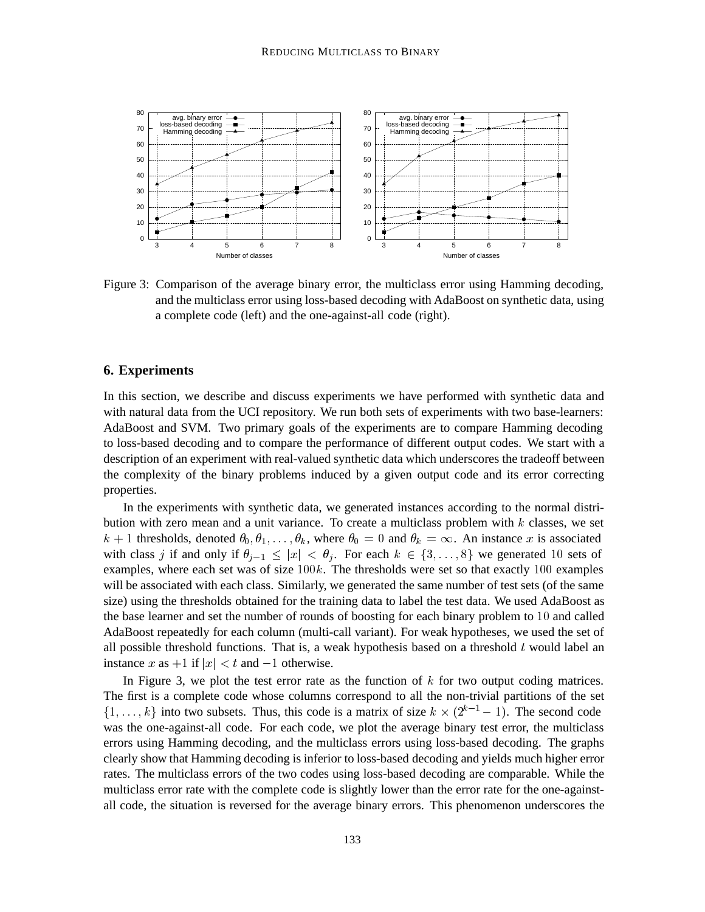Figure 3: Comparison of the average binary error, the multiclass error using Hamming decoding, and the multiclass error using loss-based decoding with AdaBoost on synthetic data, using a complete code (left) and the one-against-all code (right).

## 6. Experiments

In this section, we describe and discuss experiments we have performed with synthetic data and with natural data from the UCI repository. We run both sets of experiments with two base-learners: AdaBoost and SVM. Two primary goals of the experiments are to compare Hamming decoding to loss-based decoding and to compare the performance of different output codes. We start with a description of an experiment with real-valued synthetic data which underscores the tradeoff between the complexity of the binary problems induced by a given output code and its error correcting properties.

In the experiments with synthetic data, we generated instances according to the normal distribution with zero mean and a unit variance. To create a multiclass problem with $k$ classes, we set $k+1$ thresholds, denoted $\theta_0, \theta_1, \ldots, \theta_k$, where $\theta_0 = 0$ and $\theta_k = \infty$. An instance $x$ is associated with class $j$ if and only if $\theta_{j-1} \leq |x| < \theta_j$. For each $k \in \{3, \ldots, 8\}$ we generated $10$ sets of examples, where each set was of size $100k$. The thresholds were set so that exactly $100$ examples will be associated with each class. Similarly, we generated the same number of test sets (of the same size) using the thresholds obtained for the training data to label the test data. We used AdaBoost as the base learner and set the number of rounds of boosting for each binary problem to $10$ and called AdaBoost repeatedly for each column (multi-call variant). For weak hypotheses, we used the set of all possible threshold functions. That is, a weak hypothesis based on a threshold $t$ would label an instance $x$ as $+1$ if $|x| < t$ and $-1$ otherwise.

In Figure 3, we plot the test error rate as the function of $k$ for two output coding matrices. The first is a complete code whose columns correspond to all the non-trivial partitions of the set $\{1, \ldots, k\}$ into two subsets. Thus, this code is a matrix of size $k \times (2^{k-1} - 1)$. The second code was the one-against-all code. For each code, we plot the average binary test error, the multiclass errors using Hamming decoding, and the multiclass errors using loss-based decoding. The graphs clearly show that Hamming decoding is inferior to loss-based decoding and yields much higher error rates. The multiclass errors of the two codes using loss-based decoding are comparable. While the multiclass error rate with the complete code is slightly lower than the error rate for the one-against-all code, the situation is reversed for the average binary errors. This phenomenon underscores the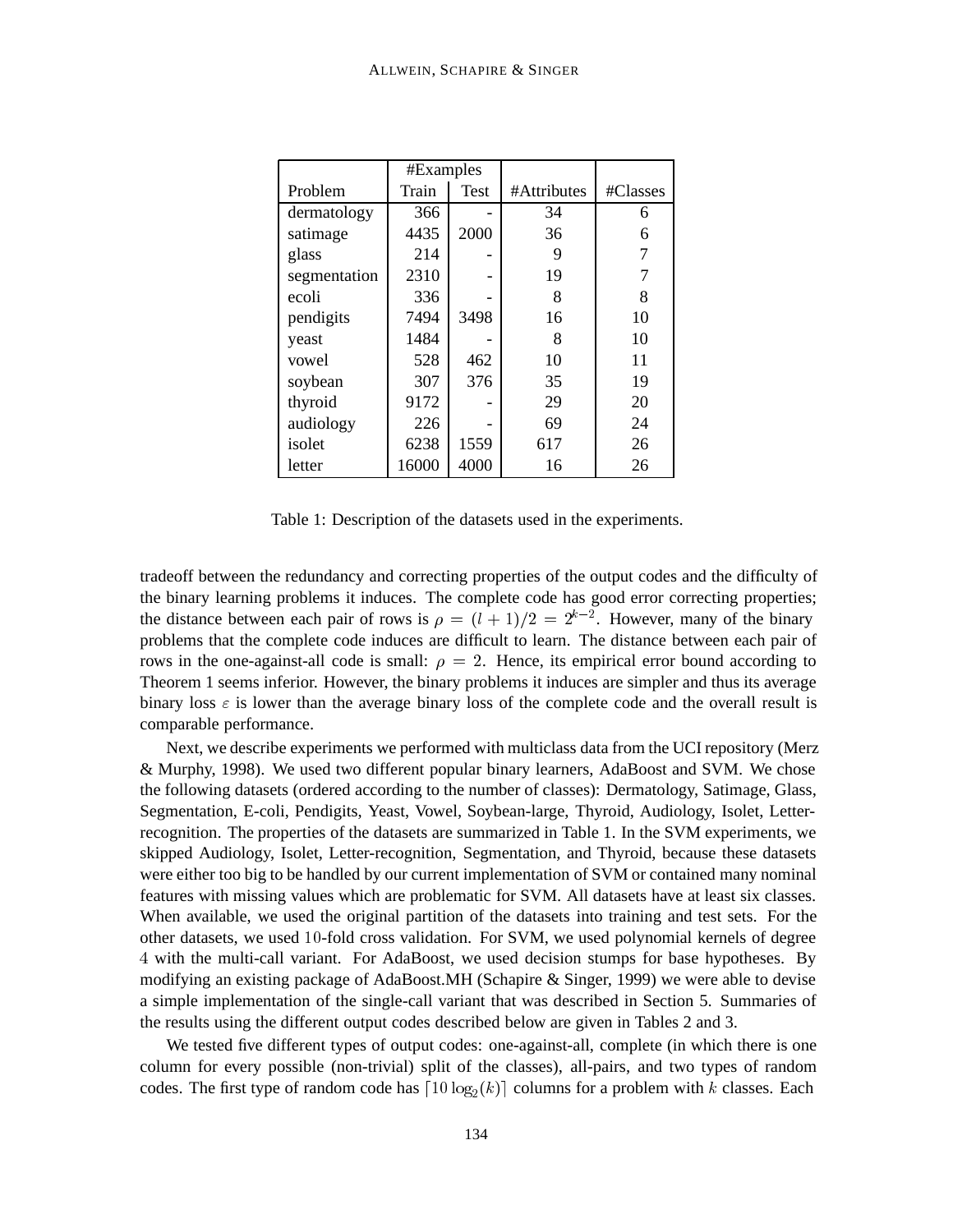| | #Examples | | | |
|---|---|---|---|---|
| Problem | Train | Test | #Attributes | #Classes |
| dermatology | 366 | - | 34 | 6 |
| satimage | 4435 | 2000 | 36 | 6 |
| glass | 214 | - | 9 | 7 |
| segmentation | 2310 | - | 19 | 7 |
| ecoli | 336 | - | 8 | 8 |
| pendigits | 7494 | 3498 | 16 | 10 |
| yeast | 1484 | - | 8 | 10 |
| vowel | 528 | 462 | 10 | 11 |
| soybean | 307 | 376 | 35 | 19 |
| thyroid | 9172 | - | 29 | 20 |
| audiology | 226 | - | 69 | 24 |
| isolet | 6238 | 1559 | 617 | 26 |
| letter | 16000 | 4000 | 16 | 26 |

Table 1: Description of the datasets used in the experiments.

tradeoff between the redundancy and correcting properties of the output codes and the difficulty of the binary learning problems it induces. The complete code has good error correcting properties; the distance between each pair of rows is $\rho = (l+1)/2 = 2^{k-2}$. However, many of the binary problems that the complete code induces are difficult to learn. The distance between each pair of rows in the one-against-all code is small: $\rho = 2$. Hence, its empirical error bound according to Theorem 1 seems inferior. However, the binary problems it induces are simpler and thus its average binary loss $\varepsilon$ is lower than the average binary loss of the complete code and the overall result is comparable performance.

Next, we describe experiments we performed with multiclass data from the UCI repository (Merz & Murphy, 1998). We used two different popular binary learners, AdaBoost and SVM. We chose the following datasets (ordered according to the number of classes): Dermatology, Satimage, Glass, Segmentation, E-coli, Pendigits, Yeast, Vowel, Soybean-large, Thyroid, Audiology, Isolet, Letter-recognition. The properties of the datasets are summarized in Table 1. In the SVM experiments, we skipped Audiology, Isolet, Letter-recognition, Segmentation, and Thyroid, because these datasets were either too big to be handled by our current implementation of SVM or contained many nominal features with missing values which are problematic for SVM. All datasets have at least six classes. When available, we used the original partition of the datasets into training and test sets. For the other datasets, we used $10$-fold cross validation. For SVM, we used polynomial kernels of degree $4$ with the multi-call variant. For AdaBoost, we used decision stumps for base hypotheses. By modifying an existing package of AdaBoost.MH (Schapire & Singer, 1999) we were able to devise a simple implementation of the single-call variant that was described in Section 5. Summaries of the results using the different output codes described below are given in Tables 2 and 3.

We tested five different types of output codes: one-against-all, complete (in which there is one column for every possible (non-trivial) split of the classes), all-pairs, and two types of random codes. The first type of random code has $\lceil 10 \log_2(k) \rceil$ columns for a problem with $k$ classes. Each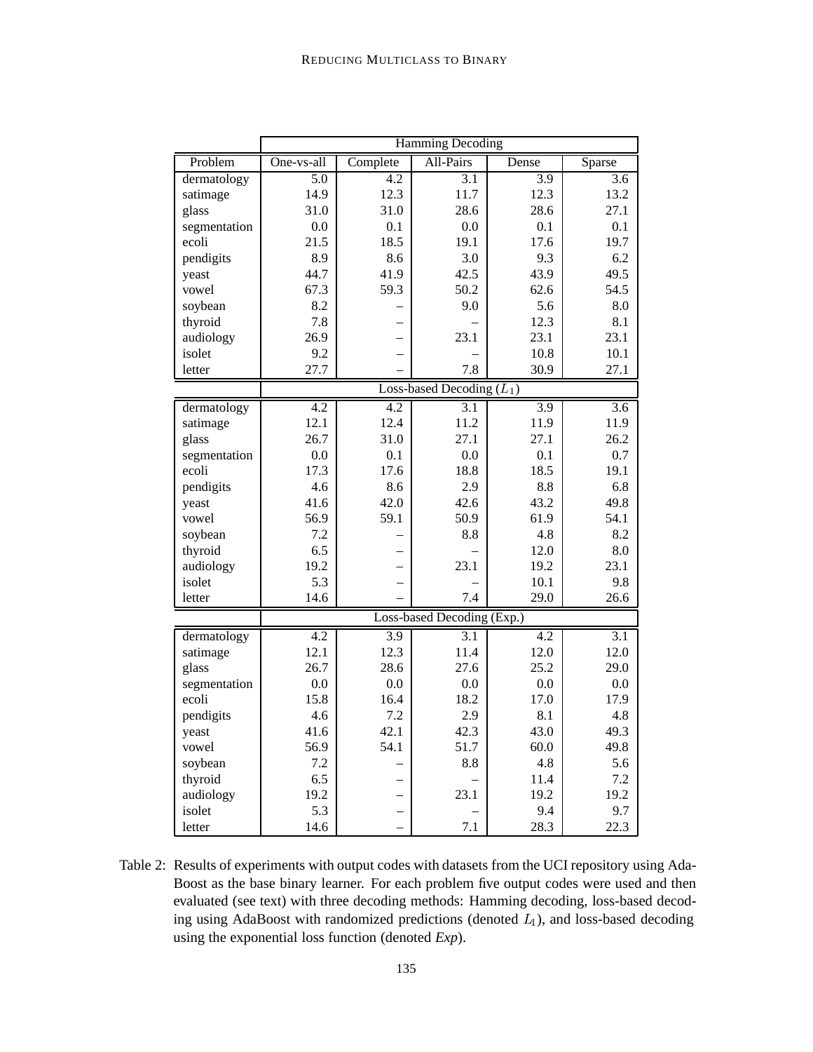| | Hamming Decoding | | | | |
|---|---|---|---|---|---|
| Problem | One-vs-all | Complete | All-Pairs | Dense | Sparse |
| dermatology | 5.0 | 4.2 | 3.1 | 3.9 | 3.6 |
| satimage | 14.9 | 12.3 | 11.7 | 12.3 | 13.2 |
| glass | 31.0 | 31.0 | 28.6 | 28.6 | 27.1 |
| segmentation | 0.0 | 0.1 | 0.0 | 0.1 | 0.1 |
| ecoli | 21.5 | 18.5 | 19.1 | 17.6 | 19.7 |
| pendigits | 8.9 | 8.6 | 3.0 | 9.3 | 6.2 |
| yeast | 44.7 | 41.9 | 42.5 | 43.9 | 49.5 |
| vowel | 67.3 | 59.3 | 50.2 | 62.6 | 54.5 |
| soybean | 8.2 | – | 9.0 | 5.6 | 8.0 |
| thyroid | 7.8 | – | – | 12.3 | 8.1 |
| audiology | 26.9 | – | 23.1 | 23.1 | 23.1 |
| isolet | 9.2 | – | – | 10.8 | 10.1 |
| letter | 27.7 | – | 7.8 | 30.9 | 27.1 |
| | Loss-based Decoding ($L_1$) | | | | |
| dermatology | 4.2 | 4.2 | 3.1 | 3.9 | 3.6 |
| satimage | 12.1 | 12.4 | 11.2 | 11.9 | 11.9 |
| glass | 26.7 | 31.0 | 27.1 | 27.1 | 26.2 |
| segmentation | 0.0 | 0.1 | 0.0 | 0.1 | 0.7 |
| ecoli | 17.3 | 17.6 | 18.8 | 18.5 | 19.1 |
| pendigits | 4.6 | 8.6 | 2.9 | 8.8 | 6.8 |
| yeast | 41.6 | 42.0 | 42.6 | 43.2 | 49.8 |
| vowel | 56.9 | 59.1 | 50.9 | 61.9 | 54.1 |
| soybean | 7.2 | – | 8.8 | 4.8 | 8.2 |
| thyroid | 6.5 | – | – | 12.0 | 8.0 |
| audiology | 19.2 | – | 23.1 | 19.2 | 23.1 |
| isolet | 5.3 | – | – | 10.1 | 9.8 |
| letter | 14.6 | – | 7.4 | 29.0 | 26.6 |
| | Loss-based Decoding (Exp.) | | | | |
| dermatology | 4.2 | 3.9 | 3.1 | 4.2 | 3.1 |
| satimage | 12.1 | 12.3 | 11.4 | 12.0 | 12.0 |
| glass | 26.7 | 28.6 | 27.6 | 25.2 | 29.0 |
| segmentation | 0.0 | 0.0 | 0.0 | 0.0 | 0.0 |
| ecoli | 15.8 | 16.4 | 18.2 | 17.0 | 17.9 |
| pendigits | 4.6 | 7.2 | 2.9 | 8.1 | 4.8 |
| yeast | 41.6 | 42.1 | 42.3 | 43.0 | 49.3 |
| vowel | 56.9 | 54.1 | 51.7 | 60.0 | 49.8 |
| soybean | 7.2 | – | 8.8 | 4.8 | 5.6 |
| thyroid | 6.5 | – | – | 11.4 | 7.2 |
| audiology | 19.2 | – | 23.1 | 19.2 | 19.2 |
| isolet | 5.3 | – | – | 9.4 | 9.7 |
| letter | 14.6 | – | 7.1 | 28.3 | 22.3 |

Table 2: Results of experiments with output codes with datasets from the UCI repository using AdaBoost as the base binary learner. For each problem five output codes were used and then evaluated (see text) with three decoding methods: Hamming decoding, loss-based decoding using AdaBoost with randomized predictions (denoted $L_1$), and loss-based decoding using the exponential loss function (denoted *Exp*).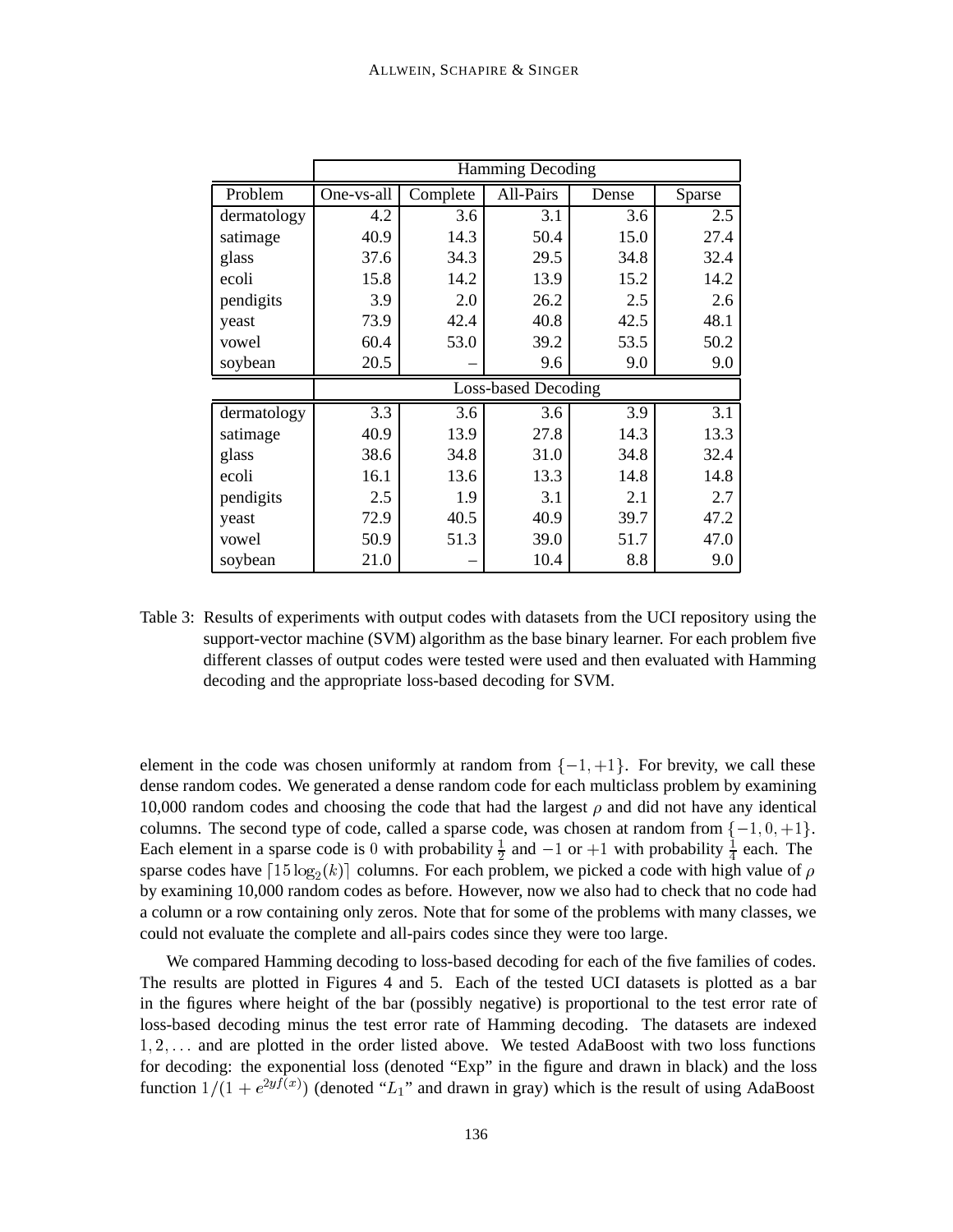| | Hamming Decoding | | | | |
|---|---|---|---|---|---|
| Problem | One-vs-all | Complete | All-Pairs | Dense | Sparse |
| dermatology | 4.2 | 3.6 | 3.1 | 3.6 | 2.5 |
| satimage | 40.9 | 14.3 | 50.4 | 15.0 | 27.4 |
| glass | 37.6 | 34.3 | 29.5 | 34.8 | 32.4 |
| ecoli | 15.8 | 14.2 | 13.9 | 15.2 | 14.2 |
| pendigits | 3.9 | 2.0 | 26.2 | 2.5 | 2.6 |
| yeast | 73.9 | 42.4 | 40.8 | 42.5 | 48.1 |
| vowel | 60.4 | 53.0 | 39.2 | 53.5 | 50.2 |
| soybean | 20.5 | – | 9.6 | 9.0 | 9.0 |
| | Loss-based Decoding | | | | |
| dermatology | 3.3 | 3.6 | 3.6 | 3.9 | 3.1 |
| satimage | 40.9 | 13.9 | 27.8 | 14.3 | 13.3 |
| glass | 38.6 | 34.8 | 31.0 | 34.8 | 32.4 |
| ecoli | 16.1 | 13.6 | 13.3 | 14.8 | 14.8 |
| pendigits | 2.5 | 1.9 | 3.1 | 2.1 | 2.7 |
| yeast | 72.9 | 40.5 | 40.9 | 39.7 | 47.2 |
| vowel | 50.9 | 51.3 | 39.0 | 51.7 | 47.0 |
| soybean | 21.0 | – | 10.4 | 8.8 | 9.0 |

Table 3: Results of experiments with output codes with datasets from the UCI repository using the support-vector machine (SVM) algorithm as the base binary learner. For each problem five different classes of output codes were tested were used and then evaluated with Hamming decoding and the appropriate loss-based decoding for SVM.

element in the code was chosen uniformly at random from $\{-1, +1\}$. For brevity, we call these dense random codes. We generated a dense random code for each multiclass problem by examining 10,000 random codes and choosing the code that had the largest $\rho$ and did not have any identical columns. The second type of code, called a sparse code, was chosen at random from $\{-1, 0, +1\}$. Each element in a sparse code is $0$ with probability $\frac{1}{2}$ and $-1$ or $+1$ with probability $\frac{1}{4}$ each. The sparse codes have $\lceil 15 \log_2(k) \rceil$ columns. For each problem, we picked a code with high value of $\rho$ by examining 10,000 random codes as before. However, now we also had to check that no code had a column or a row containing only zeros. Note that for some of the problems with many classes, we could not evaluate the complete and all-pairs codes since they were too large.

We compared Hamming decoding to loss-based decoding for each of the five families of codes. The results are plotted in Figures 4 and 5. Each of the tested UCI datasets is plotted as a bar in the figures where height of the bar (possibly negative) is proportional to the test error rate of loss-based decoding minus the test error rate of Hamming decoding. The datasets are indexed $1, 2, \ldots$ and are plotted in the order listed above. We tested AdaBoost with two loss functions for decoding: the exponential loss (denoted "Exp" in the figure and drawn in black) and the loss function $1/(1 + e^{2yf(x)})$ (denoted "$L_1$" and drawn in gray) which is the result of using AdaBoost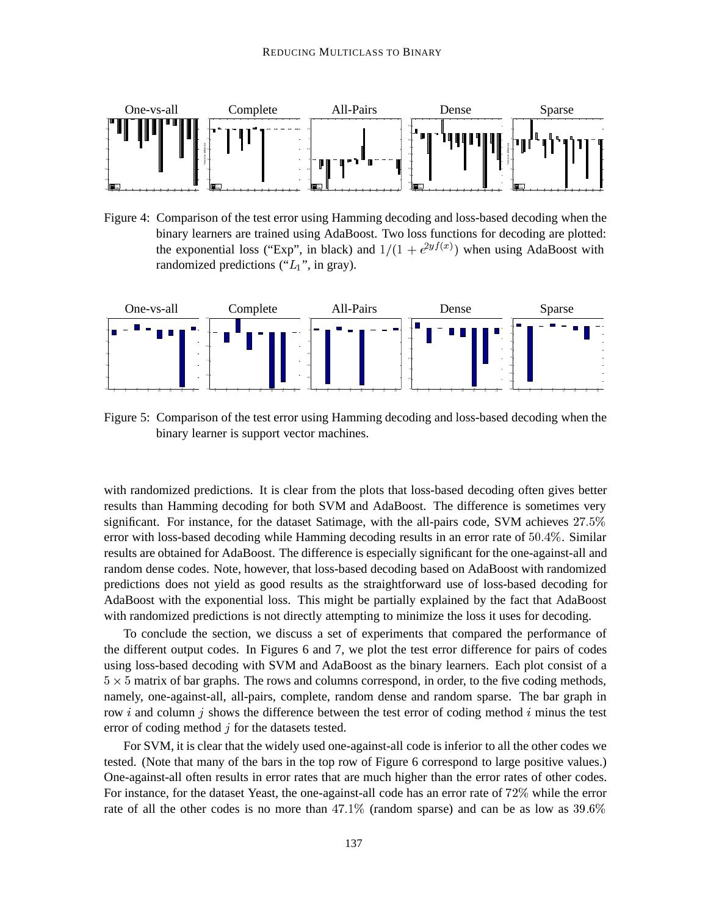Figure 4: Comparison of the test error using Hamming decoding and loss-based decoding when the binary learners are trained using AdaBoost. Two loss functions for decoding are plotted: the exponential loss ("Exp", in black) and $1/(1+e^{2yf(x)})$ when using AdaBoost with randomized predictions ("$L_1$", in gray).

Figure 5: Comparison of the test error using Hamming decoding and loss-based decoding when the binary learner is support vector machines.

with randomized predictions. It is clear from the plots that loss-based decoding often gives better results than Hamming decoding for both SVM and AdaBoost. The difference is sometimes very significant. For instance, for the dataset Satimage, with the all-pairs code, SVM achieves $27.5\%$ error with loss-based decoding while Hamming decoding results in an error rate of $50.4\%$. Similar results are obtained for AdaBoost. The difference is especially significant for the one-against-all and random dense codes. Note, however, that loss-based decoding based on AdaBoost with randomized predictions does not yield as good results as the straightforward use of loss-based decoding for AdaBoost with the exponential loss. This might be partially explained by the fact that AdaBoost with randomized predictions is not directly attempting to minimize the loss it uses for decoding.

To conclude the section, we discuss a set of experiments that compared the performance of the different output codes. In Figures 6 and 7, we plot the test error difference for pairs of codes using loss-based decoding with SVM and AdaBoost as the binary learners. Each plot consist of a $5 \times 5$ matrix of bar graphs. The rows and columns correspond, in order, to the five coding methods, namely, one-against-all, all-pairs, complete, random dense and random sparse. The bar graph in row $i$ and column $j$ shows the difference between the test error of coding method $i$ minus the test error of coding method $j$ for the datasets tested.

For SVM, it is clear that the widely used one-against-all code is inferior to all the other codes we tested. (Note that many of the bars in the top row of Figure 6 correspond to large positive values.) One-against-all often results in error rates that are much higher than the error rates of other codes. For instance, for the dataset Yeast, the one-against-all code has an error rate of $72\%$ while the error rate of all the other codes is no more than $47.1\%$ (random sparse) and can be as low as $39.6\%$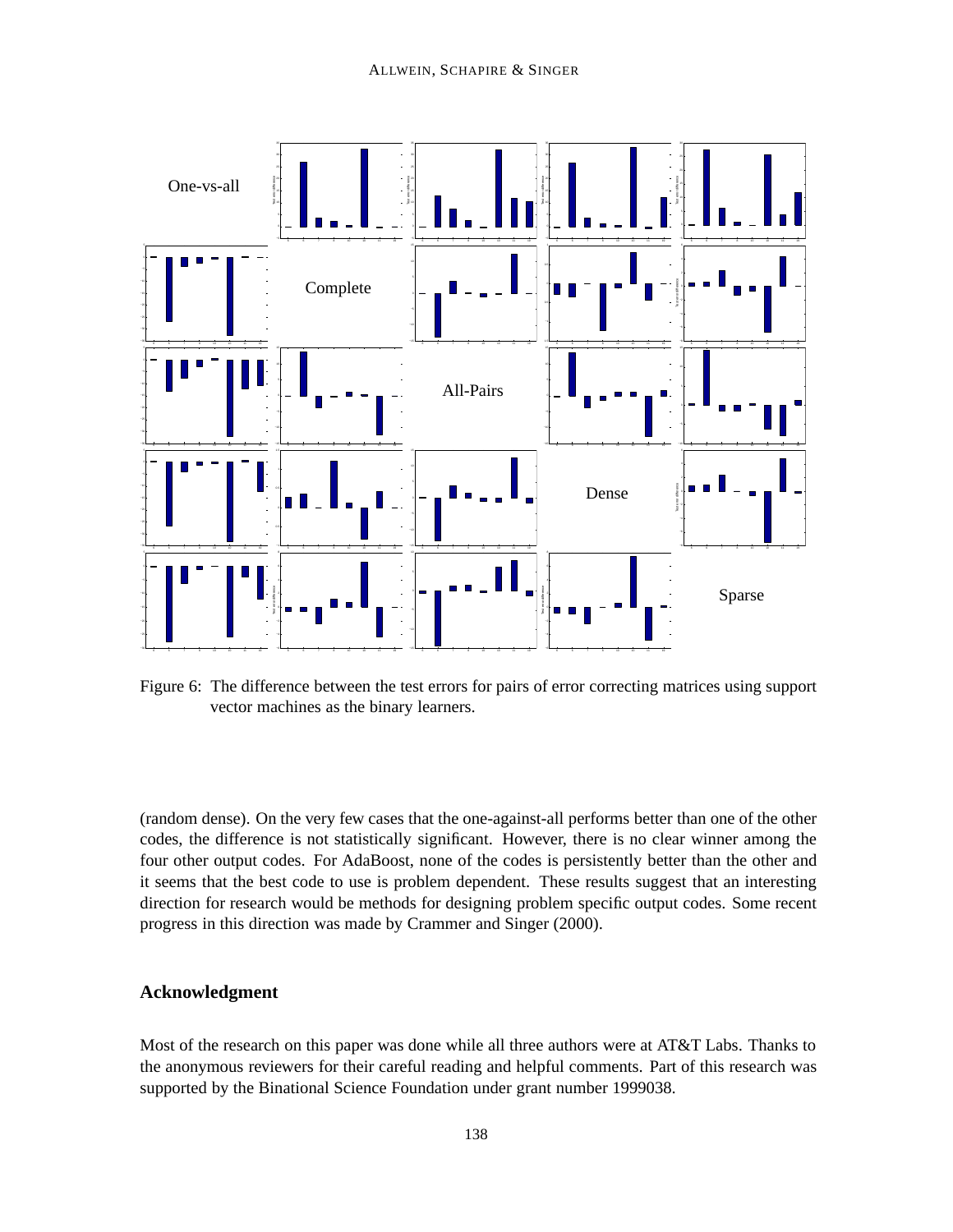Figure 6: The difference between the test errors for pairs of error correcting matrices using support vector machines as the binary learners.

(random dense). On the very few cases that the one-against-all performs better than one of the other codes, the difference is not statistically significant. However, there is no clear winner among the four other output codes. For AdaBoost, none of the codes is persistently better than the other and it seems that the best code to use is problem dependent. These results suggest that an interesting direction for research would be methods for designing problem specific output codes. Some recent progress in this direction was made by Crammer and Singer (2000).

## Acknowledgment

Most of the research on this paper was done while all three authors were at AT&T Labs. Thanks to the anonymous reviewers for their careful reading and helpful comments. Part of this research was supported by the Binational Science Foundation under grant number 1999038.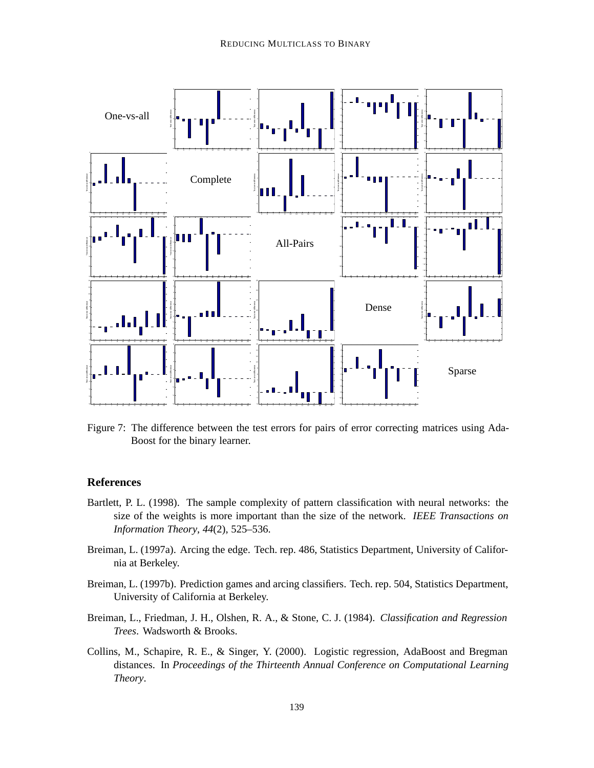Figure 7: The difference between the test errors for pairs of error correcting matrices using AdaBoost for the binary learner.

## References

Bartlett, P. L. (1998). The sample complexity of pattern classification with neural networks: the size of the weights is more important than the size of the network. *IEEE Transactions on Information Theory*, *44*(2), 525–536.

Breiman, L. (1997a). Arcing the edge. Tech. rep. 486, Statistics Department, University of California at Berkeley.

Breiman, L. (1997b). Prediction games and arcing classifiers. Tech. rep. 504, Statistics Department, University of California at Berkeley.

Breiman, L., Friedman, J. H., Olshen, R. A., & Stone, C. J. (1984). *Classification and Regression Trees*. Wadsworth & Brooks.

Collins, M., Schapire, R. E., & Singer, Y. (2000). Logistic regression, AdaBoost and Bregman distances. In *Proceedings of the Thirteenth Annual Conference on Computational Learning Theory*.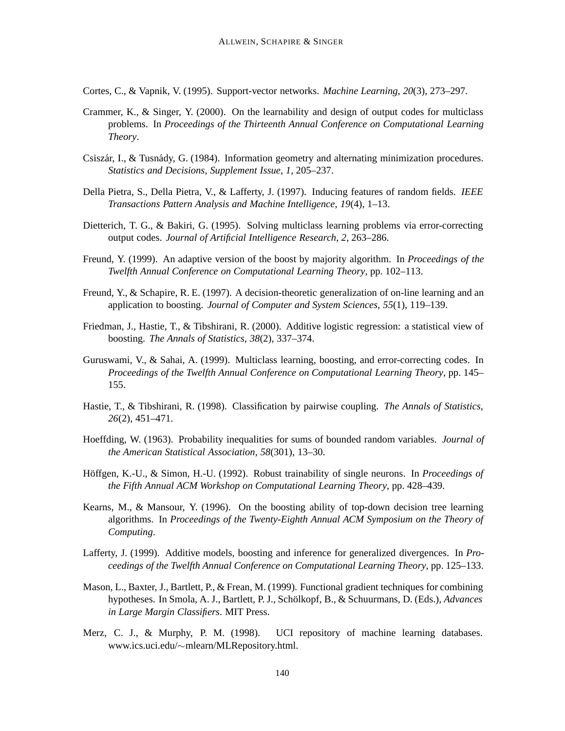Cortes, C., & Vapnik, V. (1995). Support-vector networks. *Machine Learning*, *20*(3), 273–297.

Crammer, K., & Singer, Y. (2000). On the learnability and design of output codes for multiclass problems. In *Proceedings of the Thirteenth Annual Conference on Computational Learning Theory*.

Csiszár, I., & Tusnády, G. (1984). Information geometry and alternating minimization procedures. *Statistics and Decisions, Supplement Issue*, *1*, 205–237.

Della Pietra, S., Della Pietra, V., & Lafferty, J. (1997). Inducing features of random fields. *IEEE Transactions Pattern Analysis and Machine Intelligence*, *19*(4), 1–13.

Dietterich, T. G., & Bakiri, G. (1995). Solving multiclass learning problems via error-correcting output codes. *Journal of Artificial Intelligence Research*, *2*, 263–286.

Freund, Y. (1999). An adaptive version of the boost by majority algorithm. In *Proceedings of the Twelfth Annual Conference on Computational Learning Theory*, pp. 102–113.

Freund, Y., & Schapire, R. E. (1997). A decision-theoretic generalization of on-line learning and an application to boosting. *Journal of Computer and System Sciences*, *55*(1), 119–139.

Friedman, J., Hastie, T., & Tibshirani, R. (2000). Additive logistic regression: a statistical view of boosting. *The Annals of Statistics*, *38*(2), 337–374.

Guruswami, V., & Sahai, A. (1999). Multiclass learning, boosting, and error-correcting codes. In *Proceedings of the Twelfth Annual Conference on Computational Learning Theory*, pp. 145–155.

Hastie, T., & Tibshirani, R. (1998). Classification by pairwise coupling. *The Annals of Statistics*, *26*(2), 451–471.

Hoeffding, W. (1963). Probability inequalities for sums of bounded random variables. *Journal of the American Statistical Association*, *58*(301), 13–30.

Höffgen, K.-U., & Simon, H.-U. (1992). Robust trainability of single neurons. In *Proceedings of the Fifth Annual ACM Workshop on Computational Learning Theory*, pp. 428–439.

Kearns, M., & Mansour, Y. (1996). On the boosting ability of top-down decision tree learning algorithms. In *Proceedings of the Twenty-Eighth Annual ACM Symposium on the Theory of Computing*.

Lafferty, J. (1999). Additive models, boosting and inference for generalized divergences. In *Proceedings of the Twelfth Annual Conference on Computational Learning Theory*, pp. 125–133.

Mason, L., Baxter, J., Bartlett, P., & Frean, M. (1999). Functional gradient techniques for combining hypotheses. In Smola, A. J., Bartlett, P. J., Schölkopf, B., & Schuurmans, D. (Eds.), *Advances in Large Margin Classifiers*. MIT Press.

Merz, C. J., & Murphy, P. M. (1998). UCI repository of machine learning databases. www.ics.uci.edu/∼mlearn/MLRepository.html.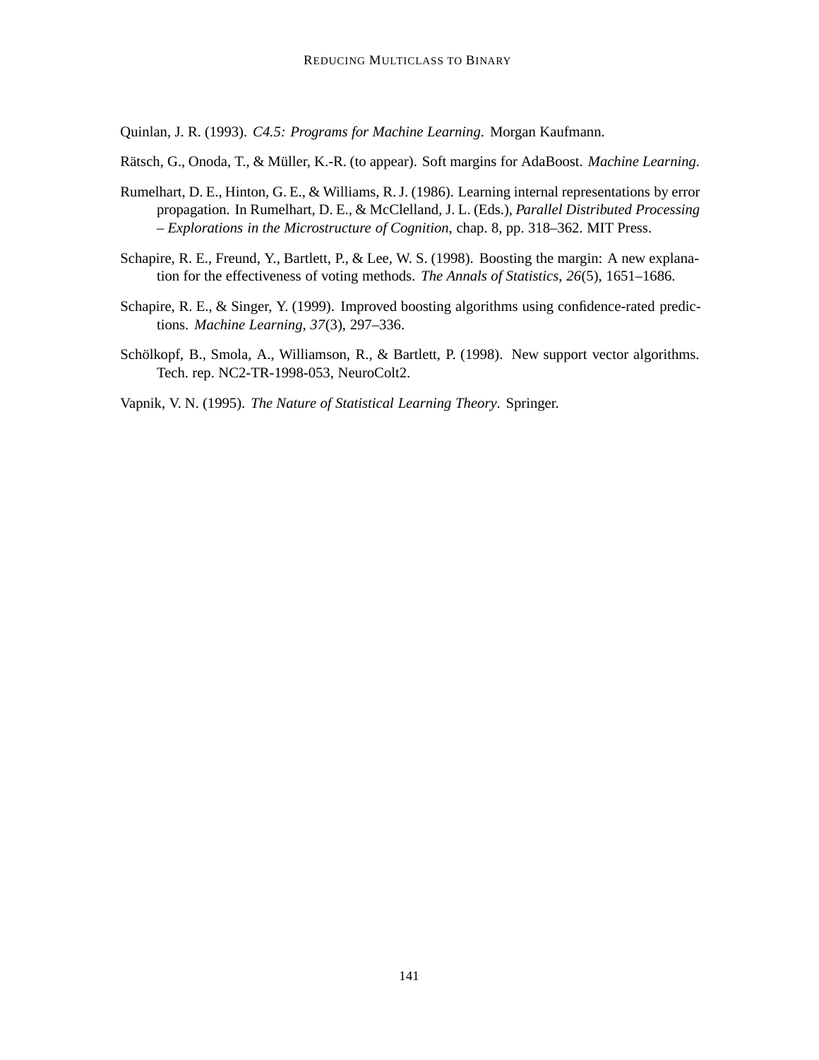Quinlan, J. R. (1993). *C4.5: Programs for Machine Learning*. Morgan Kaufmann.

Rätsch, G., Onoda, T., & Müller, K.-R. (to appear). Soft margins for AdaBoost. *Machine Learning*.

Rumelhart, D. E., Hinton, G. E., & Williams, R. J. (1986). Learning internal representations by error propagation. In Rumelhart, D. E., & McClelland, J. L. (Eds.), *Parallel Distributed Processing – Explorations in the Microstructure of Cognition*, chap. 8, pp. 318–362. MIT Press.

Schapire, R. E., Freund, Y., Bartlett, P., & Lee, W. S. (1998). Boosting the margin: A new explanation for the effectiveness of voting methods. *The Annals of Statistics*, *26*(5), 1651–1686.

Schapire, R. E., & Singer, Y. (1999). Improved boosting algorithms using confidence-rated predictions. *Machine Learning*, *37*(3), 297–336.

Schölkopf, B., Smola, A., Williamson, R., & Bartlett, P. (1998). New support vector algorithms. Tech. rep. NC2-TR-1998-053, NeuroColt2.

Vapnik, V. N. (1995). *The Nature of Statistical Learning Theory*. Springer.